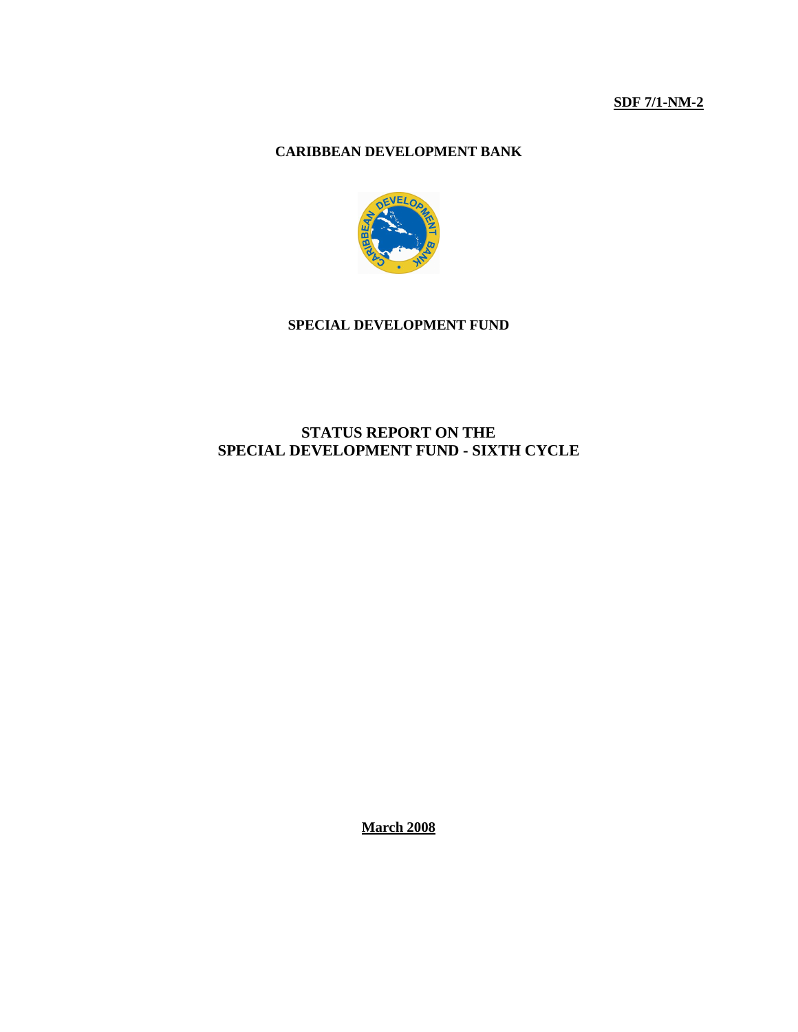**SDF 7/1-NM-2**

**CARIBBEAN DEVELOPMENT BANK**

**SPECIAL DEVELOPMENT FUND**

# STATUS REPORT ON THE SPECIAL DEVELOPMENT FUND - SIXTH CYCLE

**March 2008**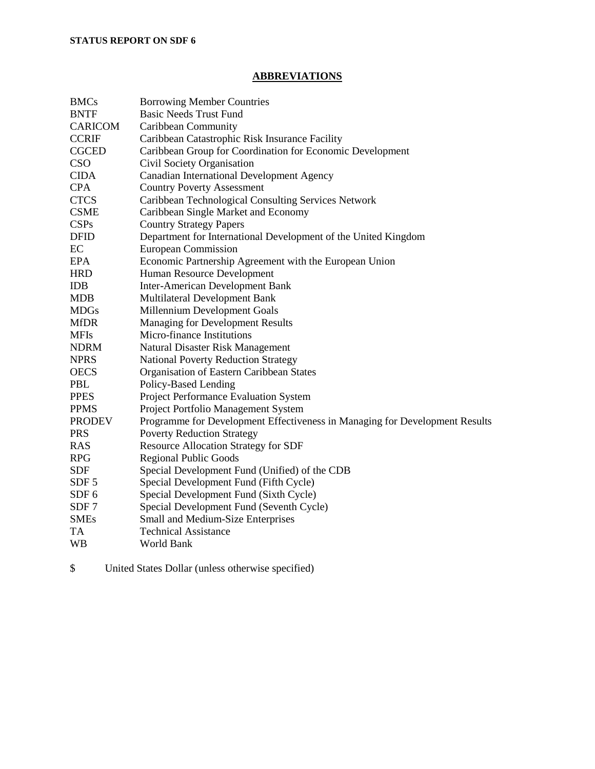## ABBREVIATIONS

| | |
|---|---|
| BMCs | Borrowing Member Countries |
| BNTF | Basic Needs Trust Fund |
| CARICOM | Caribbean Community |
| CCRIF | Caribbean Catastrophic Risk Insurance Facility |
| CGCED | Caribbean Group for Coordination for Economic Development |
| CSO | Civil Society Organisation |
| CIDA | Canadian International Development Agency |
| CPA | Country Poverty Assessment |
| CTCS | Caribbean Technological Consulting Services Network |
| CSME | Caribbean Single Market and Economy |
| CSPs | Country Strategy Papers |
| DFID | Department for International Development of the United Kingdom |
| EC | European Commission |
| EPA | Economic Partnership Agreement with the European Union |
| HRD | Human Resource Development |
| IDB | Inter-American Development Bank |
| MDB | Multilateral Development Bank |
| MDGs | Millennium Development Goals |
| MfDR | Managing for Development Results |
| MFIs | Micro-finance Institutions |
| NDRM | Natural Disaster Risk Management |
| NPRS | National Poverty Reduction Strategy |
| OECS | Organisation of Eastern Caribbean States |
| PBL | Policy-Based Lending |
| PPES | Project Performance Evaluation System |
| PPMS | Project Portfolio Management System |
| PRODEV | Programme for Development Effectiveness in Managing for Development Results |
| PRS | Poverty Reduction Strategy |
| RAS | Resource Allocation Strategy for SDF |
| RPG | Regional Public Goods |
| SDF | Special Development Fund (Unified) of the CDB |
| SDF 5 | Special Development Fund (Fifth Cycle) |
| SDF 6 | Special Development Fund (Sixth Cycle) |
| SDF 7 | Special Development Fund (Seventh Cycle) |
| SMEs | Small and Medium-Size Enterprises |
| TA | Technical Assistance |
| WB | World Bank |

$ United States Dollar (unless otherwise specified)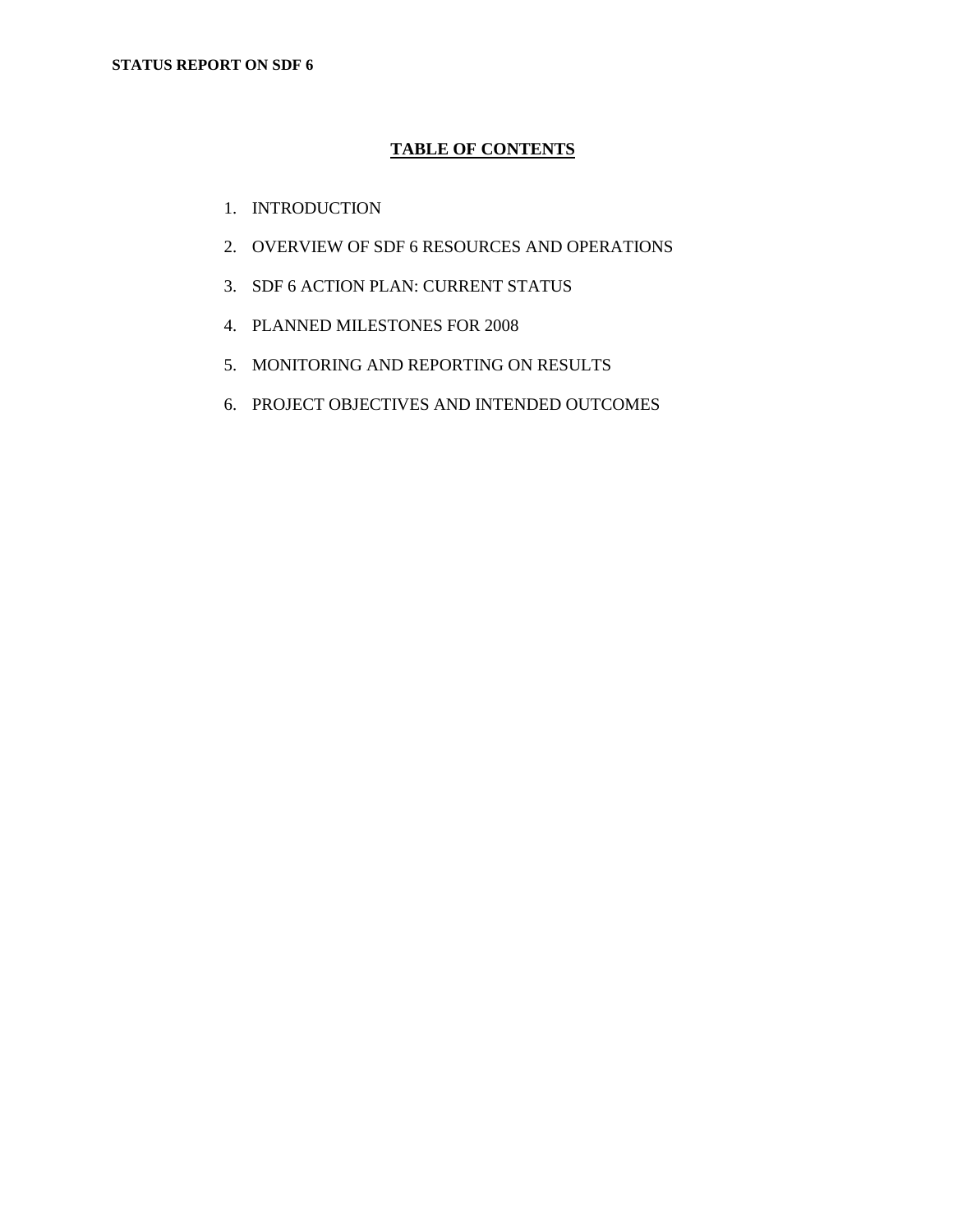## TABLE OF CONTENTS

1. INTRODUCTION
2. OVERVIEW OF SDF 6 RESOURCES AND OPERATIONS
3. SDF 6 ACTION PLAN: CURRENT STATUS
4. PLANNED MILESTONES FOR 2008
5. MONITORING AND REPORTING ON RESULTS
6. PROJECT OBJECTIVES AND INTENDED OUTCOMES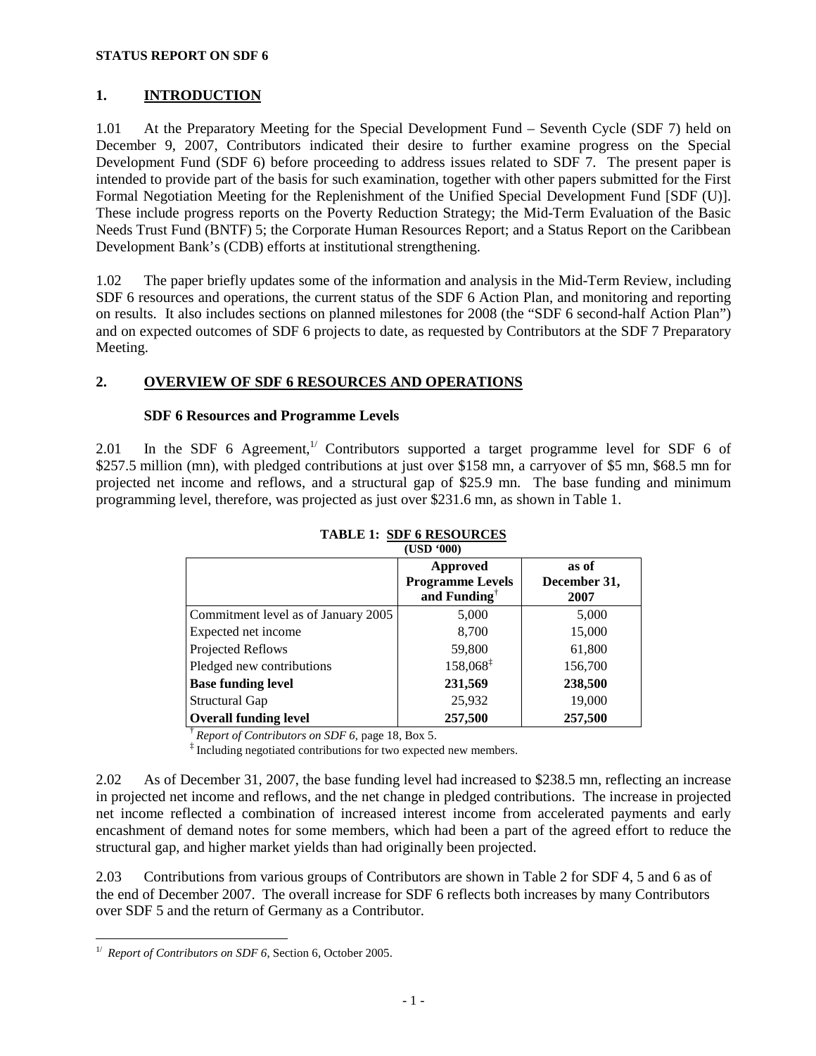**STATUS REPORT ON SDF 6**

## 1. INTRODUCTION

1.01 At the Preparatory Meeting for the Special Development Fund – Seventh Cycle (SDF 7) held on December 9, 2007, Contributors indicated their desire to further examine progress on the Special Development Fund (SDF 6) before proceeding to address issues related to SDF 7. The present paper is intended to provide part of the basis for such examination, together with other papers submitted for the First Formal Negotiation Meeting for the Replenishment of the Unified Special Development Fund [SDF (U)]. These include progress reports on the Poverty Reduction Strategy; the Mid-Term Evaluation of the Basic Needs Trust Fund (BNTF) 5; the Corporate Human Resources Report; and a Status Report on the Caribbean Development Bank's (CDB) efforts at institutional strengthening.

1.02 The paper briefly updates some of the information and analysis in the Mid-Term Review, including SDF 6 resources and operations, the current status of the SDF 6 Action Plan, and monitoring and reporting on results. It also includes sections on planned milestones for 2008 (the "SDF 6 second-half Action Plan") and on expected outcomes of SDF 6 projects to date, as requested by Contributors at the SDF 7 Preparatory Meeting.

## 2. OVERVIEW OF SDF 6 RESOURCES AND OPERATIONS

### SDF 6 Resources and Programme Levels

2.01 In the SDF 6 Agreement,[1/] Contributors supported a target programme level for SDF 6 of $257.5 million (mn), with pledged contributions at just over $158 mn, a carryover of $5 mn, $68.5 mn for projected net income and reflows, and a structural gap of $25.9 mn. The base funding and minimum programming level, therefore, was projected as just over $231.6 mn, as shown in Table 1.

**TABLE 1: SDF 6 RESOURCES**
**(USD '000)**

| | Approved Programme Levels and Funding[†] | as of December 31, 2007 |
|---|---|---|
| Commitment level as of January 2005 | 5,000 | 5,000 |
| Expected net income | 8,700 | 15,000 |
| Projected Reflows | 59,800 | 61,800 |
| Pledged new contributions | 158,068[‡] | 156,700 |
| **Base funding level** | **231,569** | **238,500** |
| Structural Gap | 25,932 | 19,000 |
| **Overall funding level** | **257,500** | **257,500** |

[†] *Report of Contributors on SDF 6*, page 18, Box 5.
[‡] Including negotiated contributions for two expected new members.

2.02 As of December 31, 2007, the base funding level had increased to $238.5 mn, reflecting an increase in projected net income and reflows, and the net change in pledged contributions. The increase in projected net income reflected a combination of increased interest income from accelerated payments and early encashment of demand notes for some members, which had been a part of the agreed effort to reduce the structural gap, and higher market yields than had originally been projected.

2.03 Contributions from various groups of Contributors are shown in Table 2 for SDF 4, 5 and 6 as of the end of December 2007. The overall increase for SDF 6 reflects both increases by many Contributors over SDF 5 and the return of Germany as a Contributor.

---

[1/] *Report of Contributors on SDF 6*, Section 6, October 2005.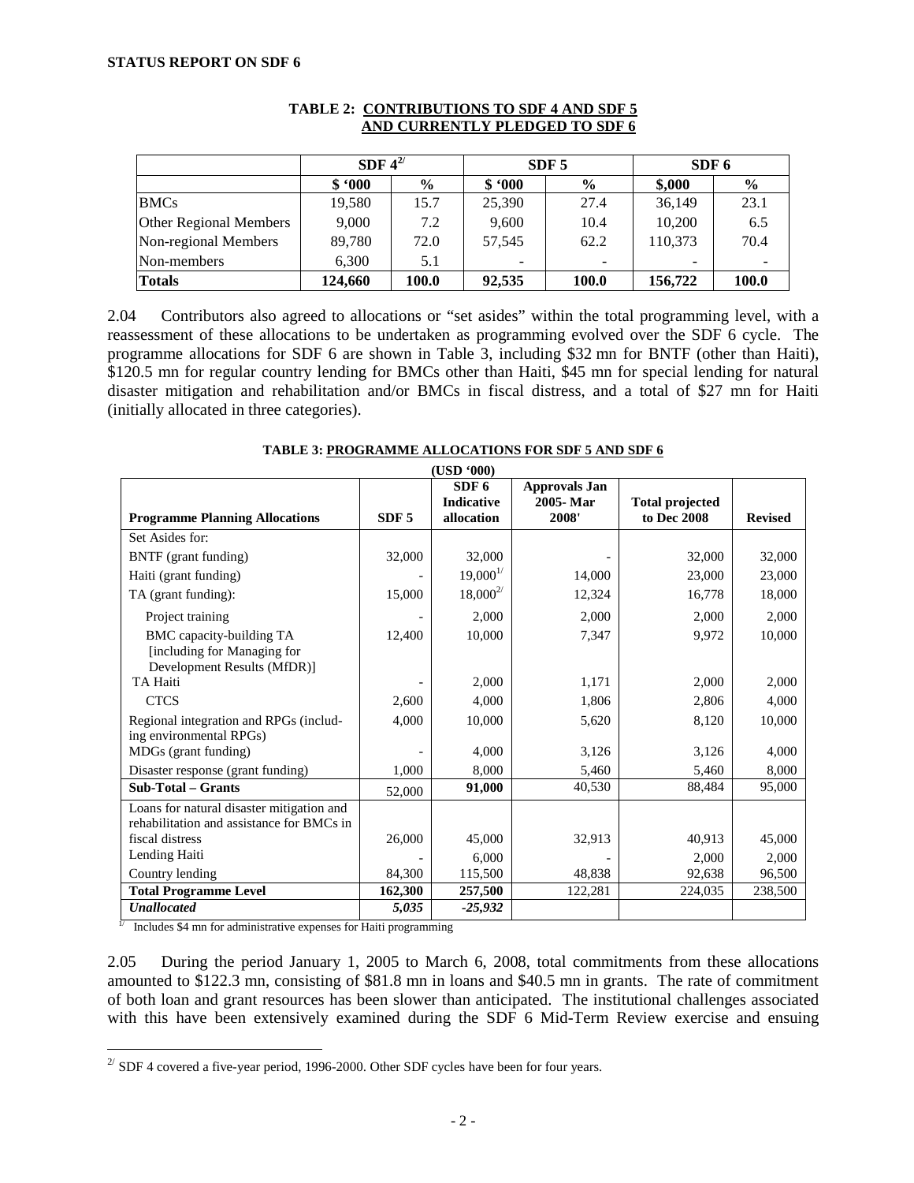**TABLE 2: CONTRIBUTIONS TO SDF 4 AND SDF 5 AND CURRENTLY PLEDGED TO SDF 6**

| | SDF 4[2/] | | SDF 5 | | SDF 6 | |
|---|---|---|---|---|---|---|
| | $ '000 | % | $ '000 | % | $,000 | % |
| BMCs | 19,580 | 15.7 | 25,390 | 27.4 | 36,149 | 23.1 |
| Other Regional Members | 9,000 | 7.2 | 9,600 | 10.4 | 10,200 | 6.5 |
| Non-regional Members | 89,780 | 72.0 | 57,545 | 62.2 | 110,373 | 70.4 |
| Non-members | 6,300 | 5.1 | - | - | - | - |
| **Totals** | **124,660** | **100.0** | **92,535** | **100.0** | **156,722** | **100.0** |

2.04 Contributors also agreed to allocations or "set asides" within the total programming level, with a reassessment of these allocations to be undertaken as programming evolved over the SDF 6 cycle. The programme allocations for SDF 6 are shown in Table 3, including $32 mn for BNTF (other than Haiti), $120.5 mn for regular country lending for BMCs other than Haiti, $45 mn for special lending for natural disaster mitigation and rehabilitation and/or BMCs in fiscal distress, and a total of $27 mn for Haiti (initially allocated in three categories).

**TABLE 3: PROGRAMME ALLOCATIONS FOR SDF 5 AND SDF 6**
**(USD '000)**

| Programme Planning Allocations | SDF 5 | SDF 6 Indicative allocation | Approvals Jan 2005- Mar 2008' | Total projected to Dec 2008 | Revised |
|---|---|---|---|---|---|
| Set Asides for: | | | | | |
| BNTF (grant funding) | 32,000 | 32,000 | - | 32,000 | 32,000 |
| Haiti (grant funding) | - | 19,000[1/] | 14,000 | 23,000 | 23,000 |
| TA (grant funding): | 15,000 | 18,000[2/] | 12,324 | 16,778 | 18,000 |
| Project training | - | 2,000 | 2,000 | 2,000 | 2,000 |
| BMC capacity-building TA [including for Managing for Development Results (MfDR)] | 12,400 | 10,000 | 7,347 | 9,972 | 10,000 |
| TA Haiti | - | 2,000 | 1,171 | 2,000 | 2,000 |
| CTCS | 2,600 | 4,000 | 1,806 | 2,806 | 4,000 |
| Regional integration and RPGs (including environmental RPGs) | 4,000 | 10,000 | 5,620 | 8,120 | 10,000 |
| MDGs (grant funding) | - | 4,000 | 3,126 | 3,126 | 4,000 |
| Disaster response (grant funding) | 1,000 | 8,000 | 5,460 | 5,460 | 8,000 |
| **Sub-Total – Grants** | 52,000 | **91,000** | 40,530 | 88,484 | 95,000 |
| Loans for natural disaster mitigation and rehabilitation and assistance for BMCs in fiscal distress | 26,000 | 45,000 | 32,913 | 40,913 | 45,000 |
| Lending Haiti | - | 6,000 | - | 2,000 | 2,000 |
| Country lending | 84,300 | 115,500 | 48,838 | 92,638 | 96,500 |
| **Total Programme Level** | **162,300** | **257,500** | 122,281 | 224,035 | 238,500 |
| ***Unallocated*** | ***5,035*** | ***-25,932*** | | | |

[1/] Includes $4 mn for administrative expenses for Haiti programming

2.05 During the period January 1, 2005 to March 6, 2008, total commitments from these allocations amounted to $122.3 mn, consisting of $81.8 mn in loans and $40.5 mn in grants. The rate of commitment of both loan and grant resources has been slower than anticipated. The institutional challenges associated with this have been extensively examined during the SDF 6 Mid-Term Review exercise and ensuing

[2/] SDF 4 covered a five-year period, 1996-2000. Other SDF cycles have been for four years.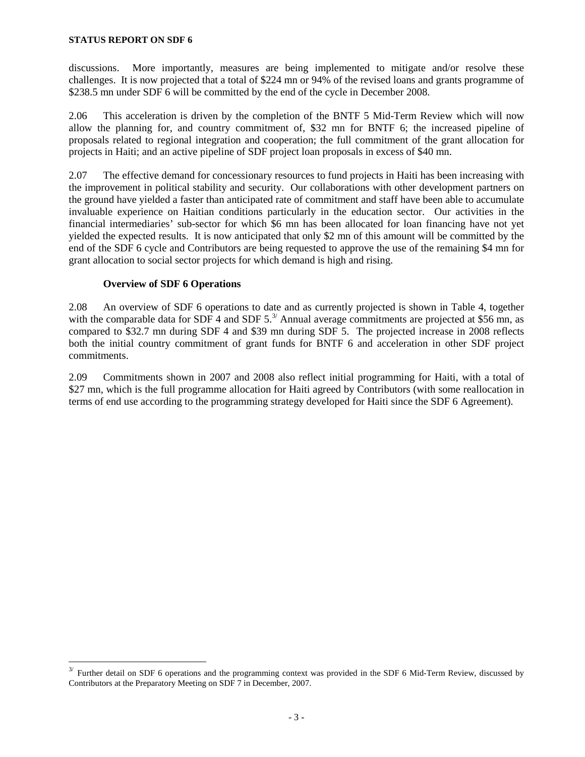discussions. More importantly, measures are being implemented to mitigate and/or resolve these challenges. It is now projected that a total of $224 mn or 94% of the revised loans and grants programme of $238.5 mn under SDF 6 will be committed by the end of the cycle in December 2008.

2.06 This acceleration is driven by the completion of the BNTF 5 Mid-Term Review which will now allow the planning for, and country commitment of, $32 mn for BNTF 6; the increased pipeline of proposals related to regional integration and cooperation; the full commitment of the grant allocation for projects in Haiti; and an active pipeline of SDF project loan proposals in excess of $40 mn.

2.07 The effective demand for concessionary resources to fund projects in Haiti has been increasing with the improvement in political stability and security. Our collaborations with other development partners on the ground have yielded a faster than anticipated rate of commitment and staff have been able to accumulate invaluable experience on Haitian conditions particularly in the education sector. Our activities in the financial intermediaries' sub-sector for which $6 mn has been allocated for loan financing have not yet yielded the expected results. It is now anticipated that only $2 mn of this amount will be committed by the end of the SDF 6 cycle and Contributors are being requested to approve the use of the remaining $4 mn for grant allocation to social sector projects for which demand is high and rising.

**Overview of SDF 6 Operations**

2.08 An overview of SDF 6 operations to date and as currently projected is shown in Table 4, together with the comparable data for SDF 4 and SDF 5.[3/] Annual average commitments are projected at $56 mn, as compared to $32.7 mn during SDF 4 and $39 mn during SDF 5. The projected increase in 2008 reflects both the initial country commitment of grant funds for BNTF 6 and acceleration in other SDF project commitments.

2.09 Commitments shown in 2007 and 2008 also reflect initial programming for Haiti, with a total of $27 mn, which is the full programme allocation for Haiti agreed by Contributors (with some reallocation in terms of end use according to the programming strategy developed for Haiti since the SDF 6 Agreement).

[3/] Further detail on SDF 6 operations and the programming context was provided in the SDF 6 Mid-Term Review, discussed by Contributors at the Preparatory Meeting on SDF 7 in December, 2007.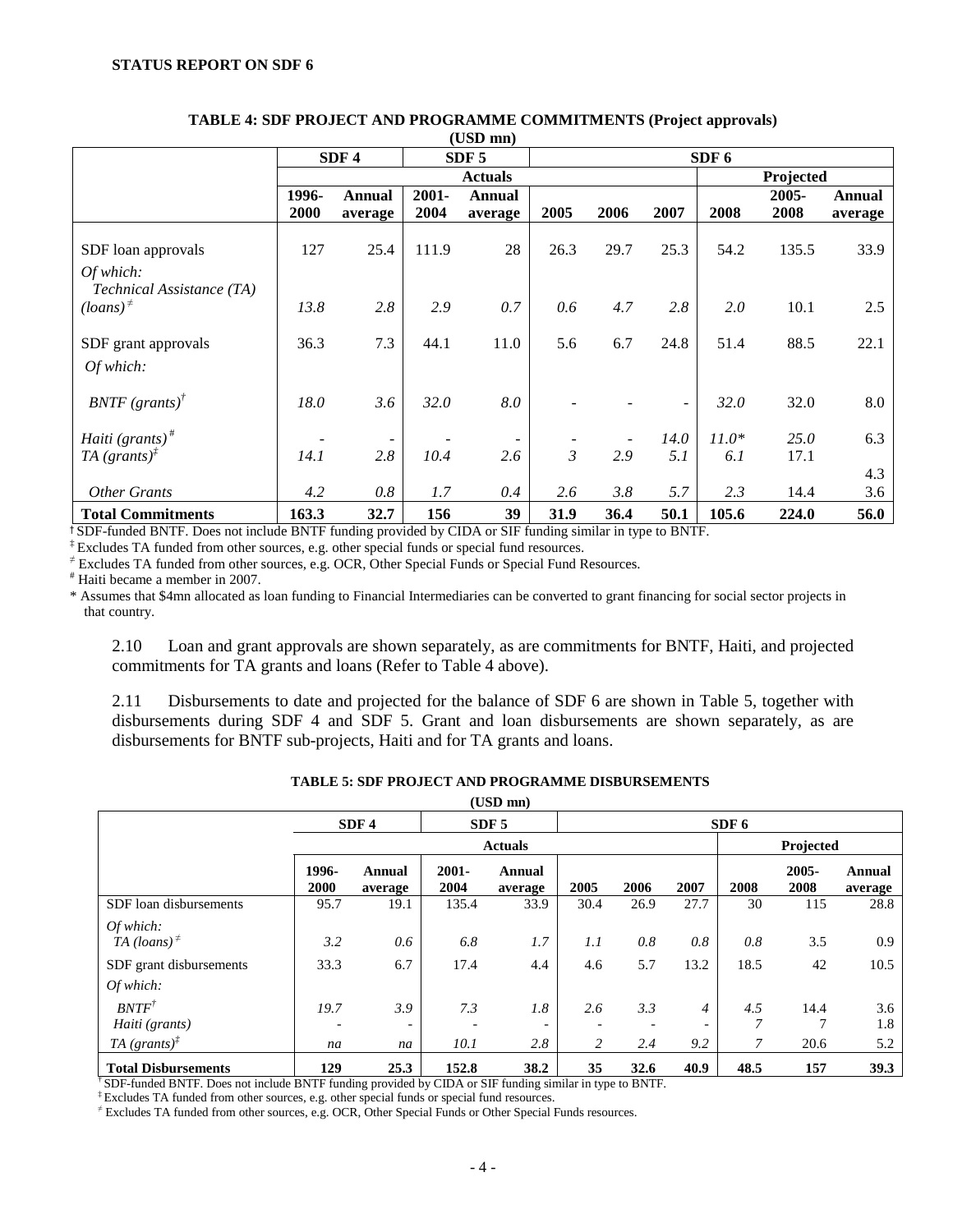**STATUS REPORT ON SDF 6**

**TABLE 4: SDF PROJECT AND PROGRAMME COMMITMENTS (Project approvals) (USD mn)**

| | SDF 4 | | SDF 5 | | SDF 6 | | | | | |
|---|---|---|---|---|---|---|---|---|---|---|
| | Actuals | | | | | | | Projected | | |
| | 1996-2000 | Annual average | 2001-2004 | Annual average | 2005 | 2006 | 2007 | 2008 | 2005-2008 | Annual average |
| SDF loan approvals | 127 | 25.4 | 111.9 | 28 | 26.3 | 29.7 | 25.3 | 54.2 | 135.5 | 33.9 |
| *Of which:* *Technical Assistance (TA) (loans)*[≠] | *13.8* | *2.8* | *2.9* | *0.7* | *0.6* | *4.7* | *2.8* | *2.0* | 10.1 | 2.5 |
| SDF grant approvals | 36.3 | 7.3 | 44.1 | 11.0 | 5.6 | 6.7 | 24.8 | 51.4 | 88.5 | 22.1 |
| *Of which:* | | | | | | | | | | |
| *BNTF (grants)*[†] | *18.0* | *3.6* | *32.0* | *8.0* | - | - | - | *32.0* | 32.0 | 8.0 |
| *Haiti (grants)*[#] | - | - | - | - | - | - | *14.0* | *11.0\** | *25.0* | 6.3 |
| *TA (grants)*[‡] | *14.1* | *2.8* | *10.4* | *2.6* | *3* | *2.9* | *5.1* | *6.1* | 17.1 | 4.3 |
| *Other Grants* | *4.2* | *0.8* | *1.7* | *0.4* | *2.6* | *3.8* | *5.7* | *2.3* | 14.4 | 3.6 |
| **Total Commitments** | **163.3** | **32.7** | **156** | **39** | **31.9** | **36.4** | **50.1** | **105.6** | **224.0** | **56.0** |

[†] SDF-funded BNTF. Does not include BNTF funding provided by CIDA or SIF funding similar in type to BNTF.
[‡] Excludes TA funded from other sources, e.g. other special funds or special fund resources.
[≠] Excludes TA funded from other sources, e.g. OCR, Other Special Funds or Special Fund Resources.
[#] Haiti became a member in 2007.
\* Assumes that $4mn allocated as loan funding to Financial Intermediaries can be converted to grant financing for social sector projects in that country.

2.10 Loan and grant approvals are shown separately, as are commitments for BNTF, Haiti, and projected commitments for TA grants and loans (Refer to Table 4 above).

2.11 Disbursements to date and projected for the balance of SDF 6 are shown in Table 5, together with disbursements during SDF 4 and SDF 5. Grant and loan disbursements are shown separately, as are disbursements for BNTF sub-projects, Haiti and for TA grants and loans.

**TABLE 5: SDF PROJECT AND PROGRAMME DISBURSEMENTS (USD mn)**

| | SDF 4 | | SDF 5 | | SDF 6 | | | | | |
|---|---|---|---|---|---|---|---|---|---|---|
| | Actuals | | | | | | | Projected | | |
| | 1996-2000 | Annual average | 2001-2004 | Annual average | 2005 | 2006 | 2007 | 2008 | 2005-2008 | Annual average |
| SDF loan disbursements | 95.7 | 19.1 | 135.4 | 33.9 | 30.4 | 26.9 | 27.7 | 30 | 115 | 28.8 |
| *Of which:* *TA (loans)*[≠] | *3.2* | *0.6* | *6.8* | *1.7* | *1.1* | *0.8* | *0.8* | *0.8* | 3.5 | 0.9 |
| SDF grant disbursements | 33.3 | 6.7 | 17.4 | 4.4 | 4.6 | 5.7 | 13.2 | 18.5 | 42 | 10.5 |
| *Of which:* | | | | | | | | | | |
| *BNTF*[†] | *19.7* | *3.9* | *7.3* | *1.8* | *2.6* | *3.3* | *4* | *4.5* | 14.4 | 3.6 |
| *Haiti (grants)* | - | - | - | - | - | - | - | *7* | 7 | 1.8 |
| *TA (grants)*[‡] | *na* | *na* | *10.1* | *2.8* | *2* | *2.4* | *9.2* | *7* | 20.6 | 5.2 |
| **Total Disbursements** | **129** | **25.3** | **152.8** | **38.2** | **35** | **32.6** | **40.9** | **48.5** | **157** | **39.3** |

[†] SDF-funded BNTF. Does not include BNTF funding provided by CIDA or SIF funding similar in type to BNTF.
[‡] Excludes TA funded from other sources, e.g. other special funds or special fund resources.
[≠] Excludes TA funded from other sources, e.g. OCR, Other Special Funds or Other Special Funds resources.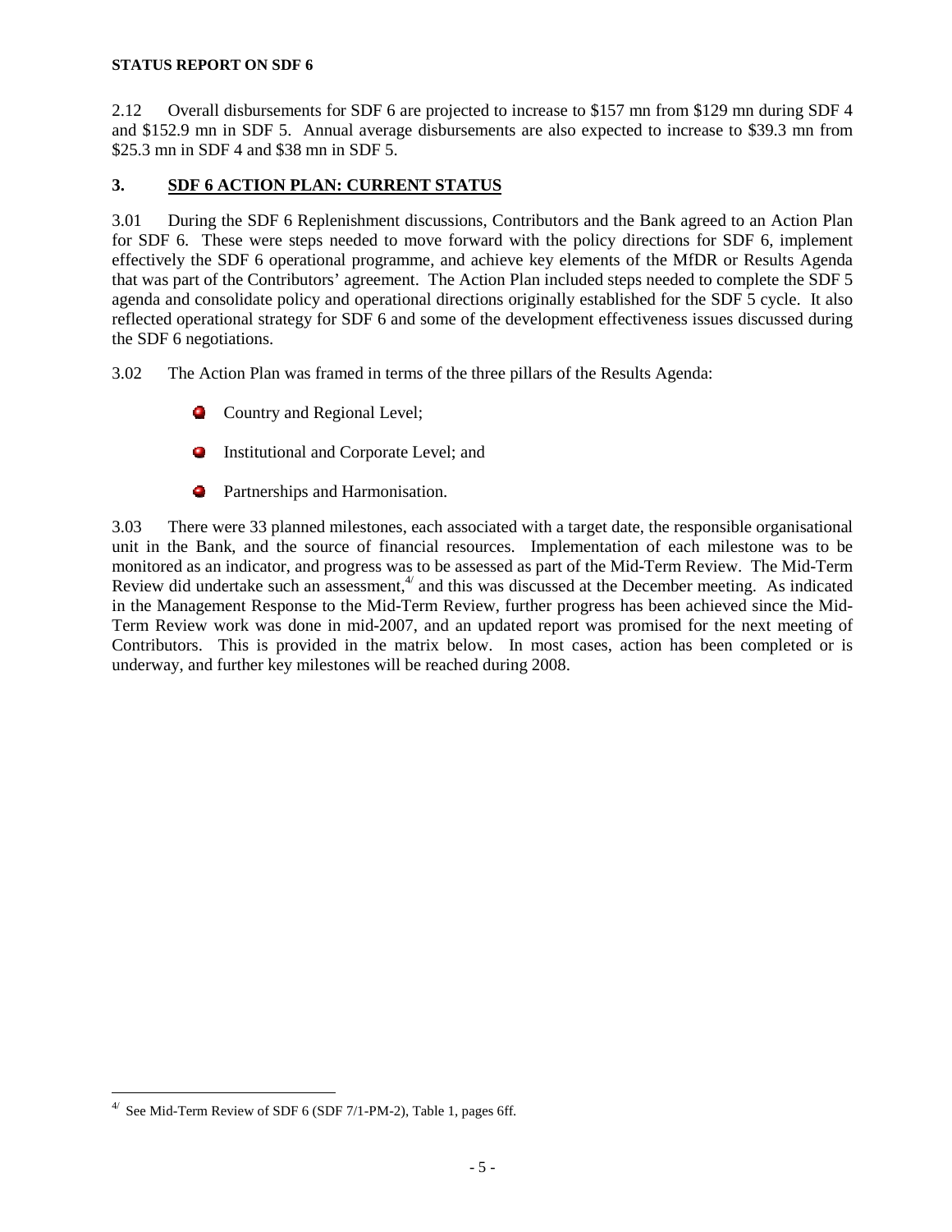2.12 Overall disbursements for SDF 6 are projected to increase to \$157 mn from \$129 mn during SDF 4 and \$152.9 mn in SDF 5. Annual average disbursements are also expected to increase to \$39.3 mn from \$25.3 mn in SDF 4 and \$38 mn in SDF 5.

## 3. SDF 6 ACTION PLAN: CURRENT STATUS

3.01 During the SDF 6 Replenishment discussions, Contributors and the Bank agreed to an Action Plan for SDF 6. These were steps needed to move forward with the policy directions for SDF 6, implement effectively the SDF 6 operational programme, and achieve key elements of the MfDR or Results Agenda that was part of the Contributors' agreement. The Action Plan included steps needed to complete the SDF 5 agenda and consolidate policy and operational directions originally established for the SDF 5 cycle. It also reflected operational strategy for SDF 6 and some of the development effectiveness issues discussed during the SDF 6 negotiations.

3.02 The Action Plan was framed in terms of the three pillars of the Results Agenda:

- Country and Regional Level;
- Institutional and Corporate Level; and
- Partnerships and Harmonisation.

3.03 There were 33 planned milestones, each associated with a target date, the responsible organisational unit in the Bank, and the source of financial resources. Implementation of each milestone was to be monitored as an indicator, and progress was to be assessed as part of the Mid-Term Review. The Mid-Term Review did undertake such an assessment,[4/] and this was discussed at the December meeting. As indicated in the Management Response to the Mid-Term Review, further progress has been achieved since the Mid-Term Review work was done in mid-2007, and an updated report was promised for the next meeting of Contributors. This is provided in the matrix below. In most cases, action has been completed or is underway, and further key milestones will be reached during 2008.

[4/] See Mid-Term Review of SDF 6 (SDF 7/1-PM-2), Table 1, pages 6ff.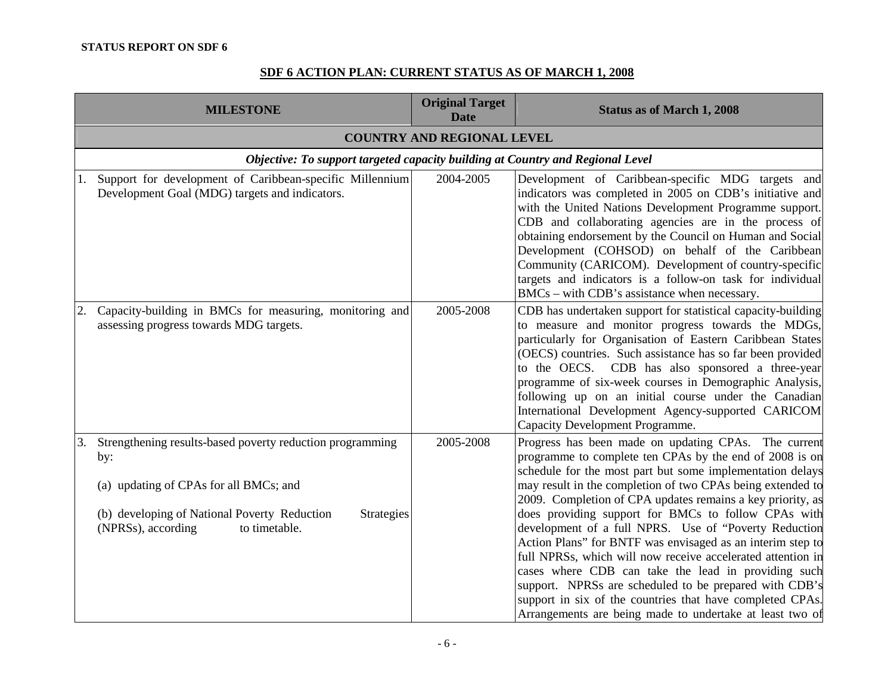**STATUS REPORT ON SDF 6**

## SDF 6 ACTION PLAN: CURRENT STATUS AS OF MARCH 1, 2008

| MILESTONE | Original Target Date | Status as of March 1, 2008 |
|---|---|---|
| **COUNTRY AND REGIONAL LEVEL** | | |
| ***Objective: To support targeted capacity building at Country and Regional Level*** | | |
| 1. Support for development of Caribbean-specific Millennium Development Goal (MDG) targets and indicators. | 2004-2005 | Development of Caribbean-specific MDG targets and indicators was completed in 2005 on CDB's initiative and with the United Nations Development Programme support. CDB and collaborating agencies are in the process of obtaining endorsement by the Council on Human and Social Development (COHSOD) on behalf of the Caribbean Community (CARICOM). Development of country-specific targets and indicators is a follow-on task for individual BMCs – with CDB's assistance when necessary. |
| 2. Capacity-building in BMCs for measuring, monitoring and assessing progress towards MDG targets. | 2005-2008 | CDB has undertaken support for statistical capacity-building to measure and monitor progress towards the MDGs, particularly for Organisation of Eastern Caribbean States (OECS) countries. Such assistance has so far been provided to the OECS. CDB has also sponsored a three-year programme of six-week courses in Demographic Analysis, following up on an initial course under the Canadian International Development Agency-supported CARICOM Capacity Development Programme. |
| 3. Strengthening results-based poverty reduction programming by:<br><br>(a) updating of CPAs for all BMCs; and<br><br>(b) developing of National Poverty Reduction Strategies (NPRSs), according to timetable. | 2005-2008 | Progress has been made on updating CPAs. The current programme to complete ten CPAs by the end of 2008 is on schedule for the most part but some implementation delays may result in the completion of two CPAs being extended to 2009. Completion of CPA updates remains a key priority, as does providing support for BMCs to follow CPAs with development of a full NPRS. Use of "Poverty Reduction Action Plans" for BNTF was envisaged as an interim step to full NPRSs, which will now receive accelerated attention in cases where CDB can take the lead in providing such support. NPRSs are scheduled to be prepared with CDB's support in six of the countries that have completed CPAs. Arrangements are being made to undertake at least two of |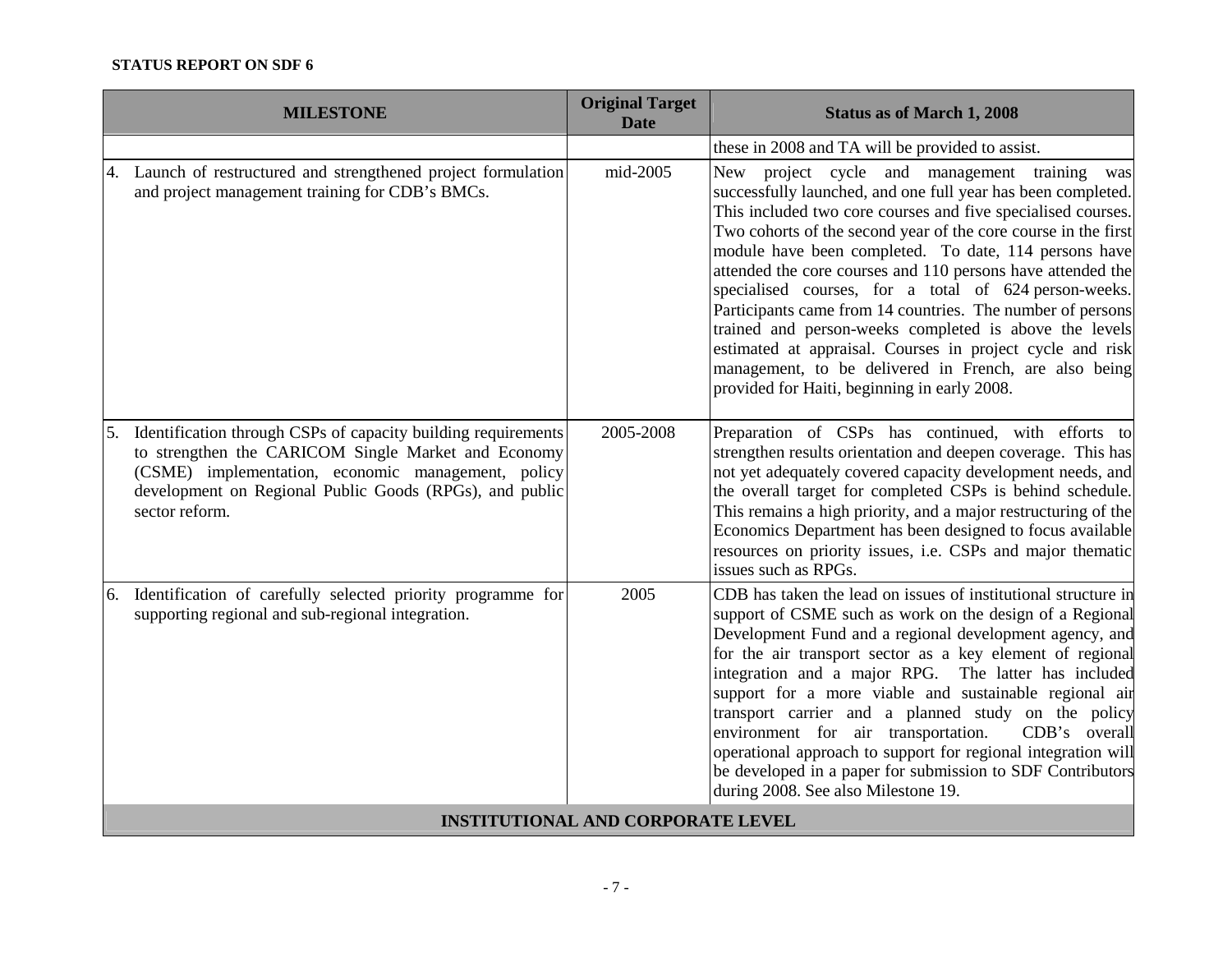**STATUS REPORT ON SDF 6**

| MILESTONE | Original Target Date | Status as of March 1, 2008 |
|---|---|---|
| | | these in 2008 and TA will be provided to assist. |
| 4. Launch of restructured and strengthened project formulation and project management training for CDB's BMCs. | mid-2005 | New project cycle and management training was successfully launched, and one full year has been completed. This included two core courses and five specialised courses. Two cohorts of the second year of the core course in the first module have been completed. To date, 114 persons have attended the core courses and 110 persons have attended the specialised courses, for a total of 624 person-weeks. Participants came from 14 countries. The number of persons trained and person-weeks completed is above the levels estimated at appraisal. Courses in project cycle and risk management, to be delivered in French, are also being provided for Haiti, beginning in early 2008. |
| 5. Identification through CSPs of capacity building requirements to strengthen the CARICOM Single Market and Economy (CSME) implementation, economic management, policy development on Regional Public Goods (RPGs), and public sector reform. | 2005-2008 | Preparation of CSPs has continued, with efforts to strengthen results orientation and deepen coverage. This has not yet adequately covered capacity development needs, and the overall target for completed CSPs is behind schedule. This remains a high priority, and a major restructuring of the Economics Department has been designed to focus available resources on priority issues, i.e. CSPs and major thematic issues such as RPGs. |
| 6. Identification of carefully selected priority programme for supporting regional and sub-regional integration. | 2005 | CDB has taken the lead on issues of institutional structure in support of CSME such as work on the design of a Regional Development Fund and a regional development agency, and for the air transport sector as a key element of regional integration and a major RPG. The latter has included support for a more viable and sustainable regional air transport carrier and a planned study on the policy environment for air transportation. CDB's overall operational approach to support for regional integration will be developed in a paper for submission to SDF Contributors during 2008. See also Milestone 19. |
| **INSTITUTIONAL AND CORPORATE LEVEL** | | |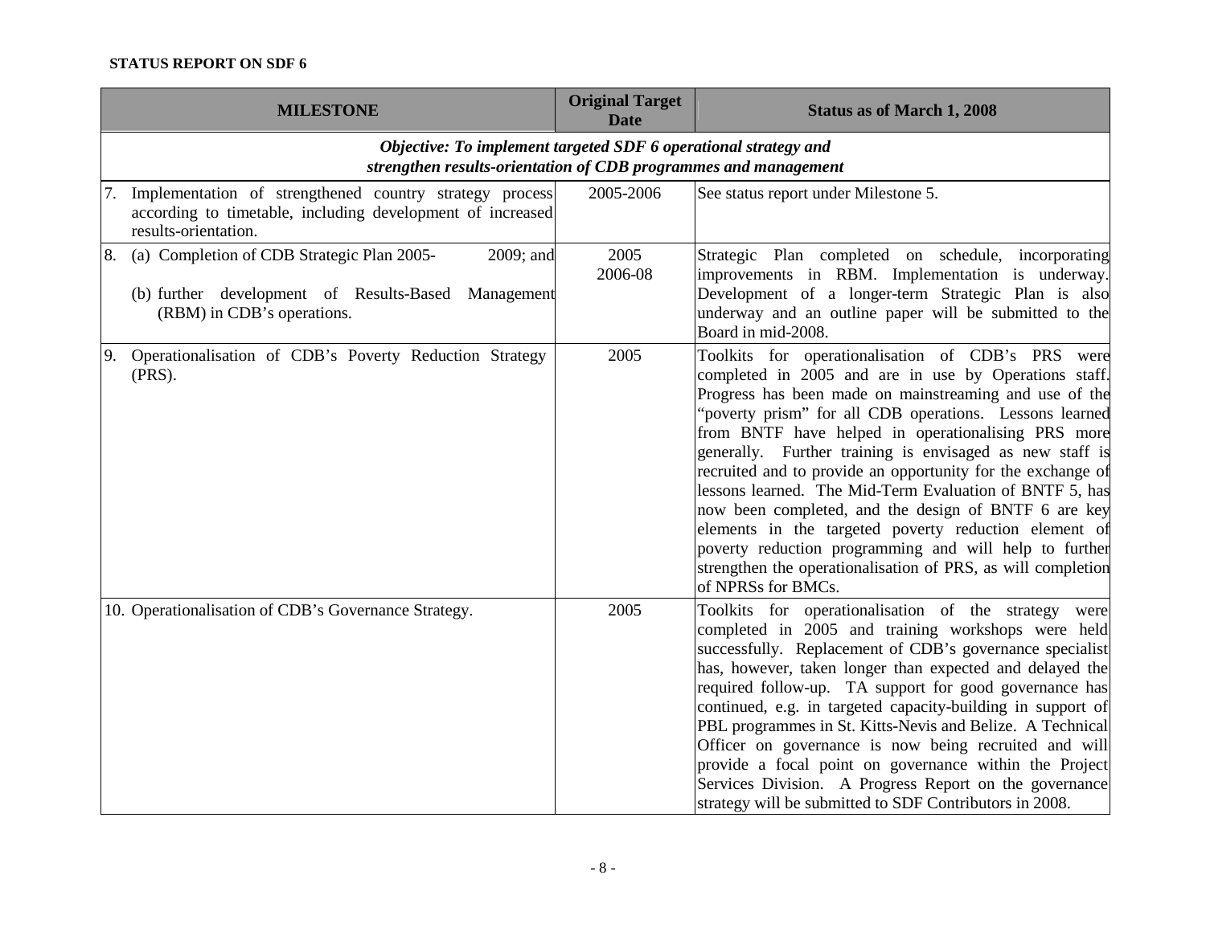**STATUS REPORT ON SDF 6**

| MILESTONE | Original Target Date | Status as of March 1, 2008 |
|---|---|---|
| ***Objective: To implement targeted SDF 6 operational strategy and strengthen results-orientation of CDB programmes and management*** | | |
| 7. Implementation of strengthened country strategy process according to timetable, including development of increased results-orientation. | 2005-2006 | See status report under Milestone 5. |
| 8. (a) Completion of CDB Strategic Plan 2005-2009; and (b) further development of Results-Based Management (RBM) in CDB's operations. | 2005<br>2006-08 | Strategic Plan completed on schedule, incorporating improvements in RBM. Implementation is underway. Development of a longer-term Strategic Plan is also underway and an outline paper will be submitted to the Board in mid-2008. |
| 9. Operationalisation of CDB's Poverty Reduction Strategy (PRS). | 2005 | Toolkits for operationalisation of CDB's PRS were completed in 2005 and are in use by Operations staff. Progress has been made on mainstreaming and use of the "poverty prism" for all CDB operations. Lessons learned from BNTF have helped in operationalising PRS more generally. Further training is envisaged as new staff is recruited and to provide an opportunity for the exchange of lessons learned. The Mid-Term Evaluation of BNTF 5, has now been completed, and the design of BNTF 6 are key elements in the targeted poverty reduction element of poverty reduction programming and will help to further strengthen the operationalisation of PRS, as will completion of NPRSs for BMCs. |
| 10. Operationalisation of CDB's Governance Strategy. | 2005 | Toolkits for operationalisation of the strategy were completed in 2005 and training workshops were held successfully. Replacement of CDB's governance specialist has, however, taken longer than expected and delayed the required follow-up. TA support for good governance has continued, e.g. in targeted capacity-building in support of PBL programmes in St. Kitts-Nevis and Belize. A Technical Officer on governance is now being recruited and will provide a focal point on governance within the Project Services Division. A Progress Report on the governance strategy will be submitted to SDF Contributors in 2008. |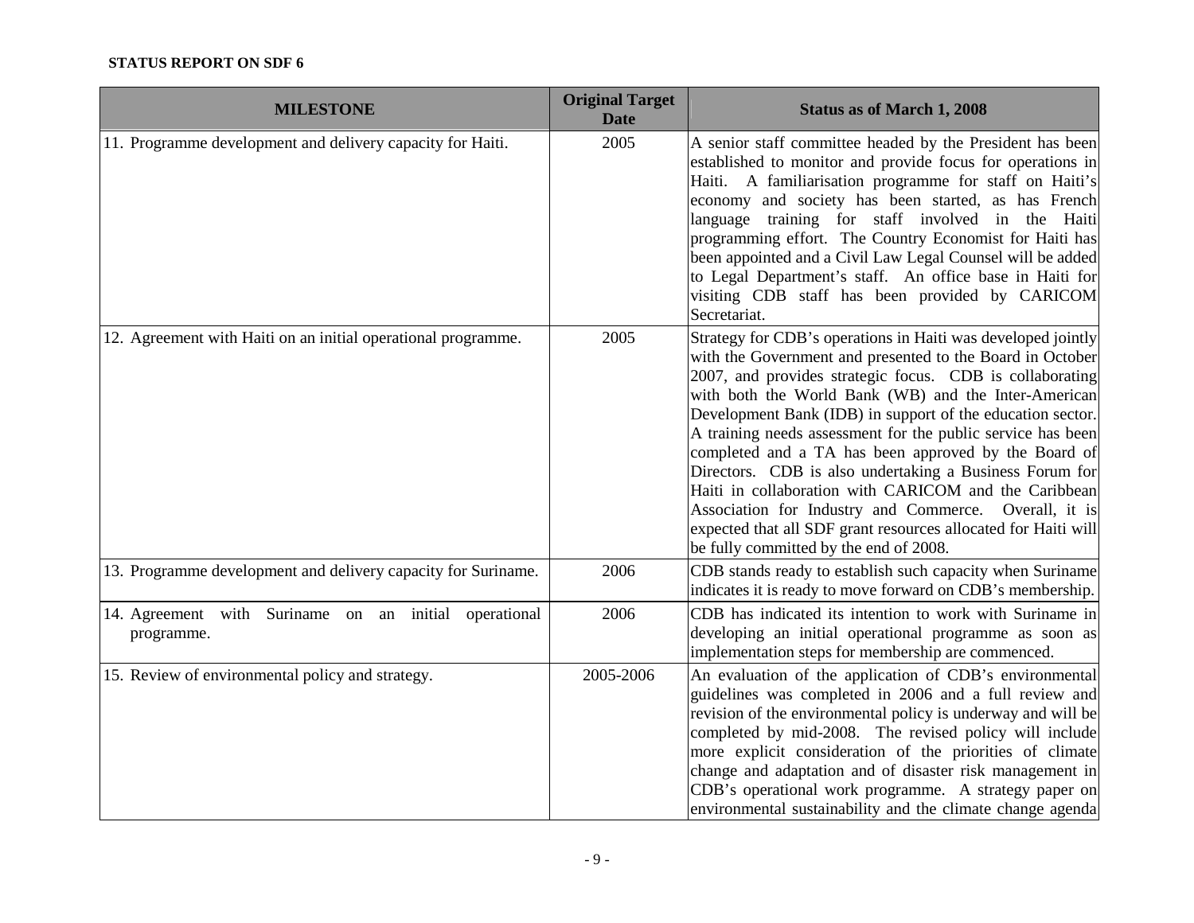**STATUS REPORT ON SDF 6**

| MILESTONE | Original Target Date | Status as of March 1, 2008 |
|---|---|---|
| 11. Programme development and delivery capacity for Haiti. | 2005 | A senior staff committee headed by the President has been established to monitor and provide focus for operations in Haiti. A familiarisation programme for staff on Haiti's economy and society has been started, as has French language training for staff involved in the Haiti programming effort. The Country Economist for Haiti has been appointed and a Civil Law Legal Counsel will be added to Legal Department's staff. An office base in Haiti for visiting CDB staff has been provided by CARICOM Secretariat. |
| 12. Agreement with Haiti on an initial operational programme. | 2005 | Strategy for CDB's operations in Haiti was developed jointly with the Government and presented to the Board in October 2007, and provides strategic focus. CDB is collaborating with both the World Bank (WB) and the Inter-American Development Bank (IDB) in support of the education sector. A training needs assessment for the public service has been completed and a TA has been approved by the Board of Directors. CDB is also undertaking a Business Forum for Haiti in collaboration with CARICOM and the Caribbean Association for Industry and Commerce. Overall, it is expected that all SDF grant resources allocated for Haiti will be fully committed by the end of 2008. |
| 13. Programme development and delivery capacity for Suriname. | 2006 | CDB stands ready to establish such capacity when Suriname indicates it is ready to move forward on CDB's membership. |
| 14. Agreement with Suriname on an initial operational programme. | 2006 | CDB has indicated its intention to work with Suriname in developing an initial operational programme as soon as implementation steps for membership are commenced. |
| 15. Review of environmental policy and strategy. | 2005-2006 | An evaluation of the application of CDB's environmental guidelines was completed in 2006 and a full review and revision of the environmental policy is underway and will be completed by mid-2008. The revised policy will include more explicit consideration of the priorities of climate change and adaptation and of disaster risk management in CDB's operational work programme. A strategy paper on environmental sustainability and the climate change agenda |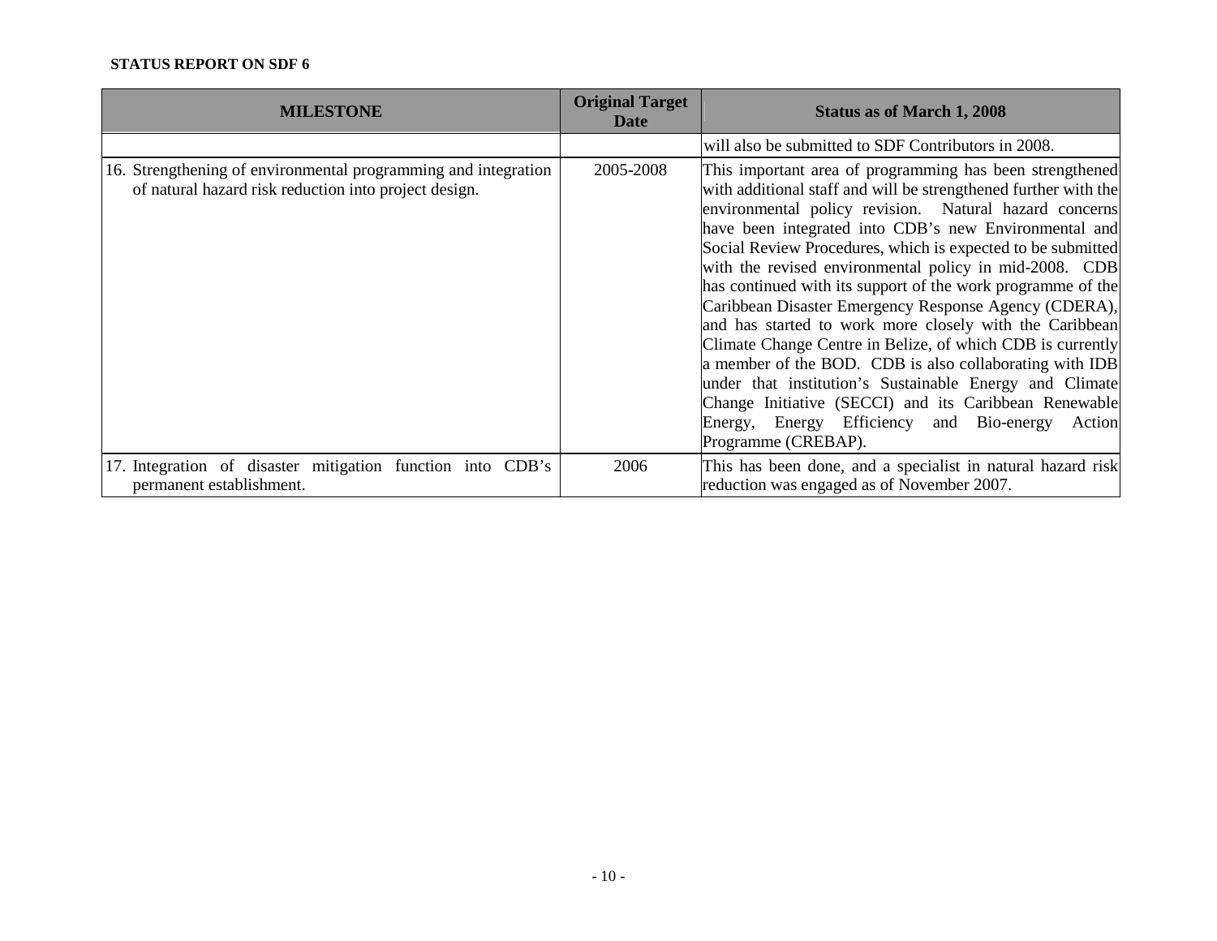**STATUS REPORT ON SDF 6**

| MILESTONE | Original Target Date | Status as of March 1, 2008 |
|---|---|---|
| | | will also be submitted to SDF Contributors in 2008. |
| 16. Strengthening of environmental programming and integration of natural hazard risk reduction into project design. | 2005-2008 | This important area of programming has been strengthened with additional staff and will be strengthened further with the environmental policy revision. Natural hazard concerns have been integrated into CDB's new Environmental and Social Review Procedures, which is expected to be submitted with the revised environmental policy in mid-2008. CDB has continued with its support of the work programme of the Caribbean Disaster Emergency Response Agency (CDERA), and has started to work more closely with the Caribbean Climate Change Centre in Belize, of which CDB is currently a member of the BOD. CDB is also collaborating with IDB under that institution's Sustainable Energy and Climate Change Initiative (SECCI) and its Caribbean Renewable Energy, Energy Efficiency and Bio-energy Action Programme (CREBAP). |
| 17. Integration of disaster mitigation function into CDB's permanent establishment. | 2006 | This has been done, and a specialist in natural hazard risk reduction was engaged as of November 2007. |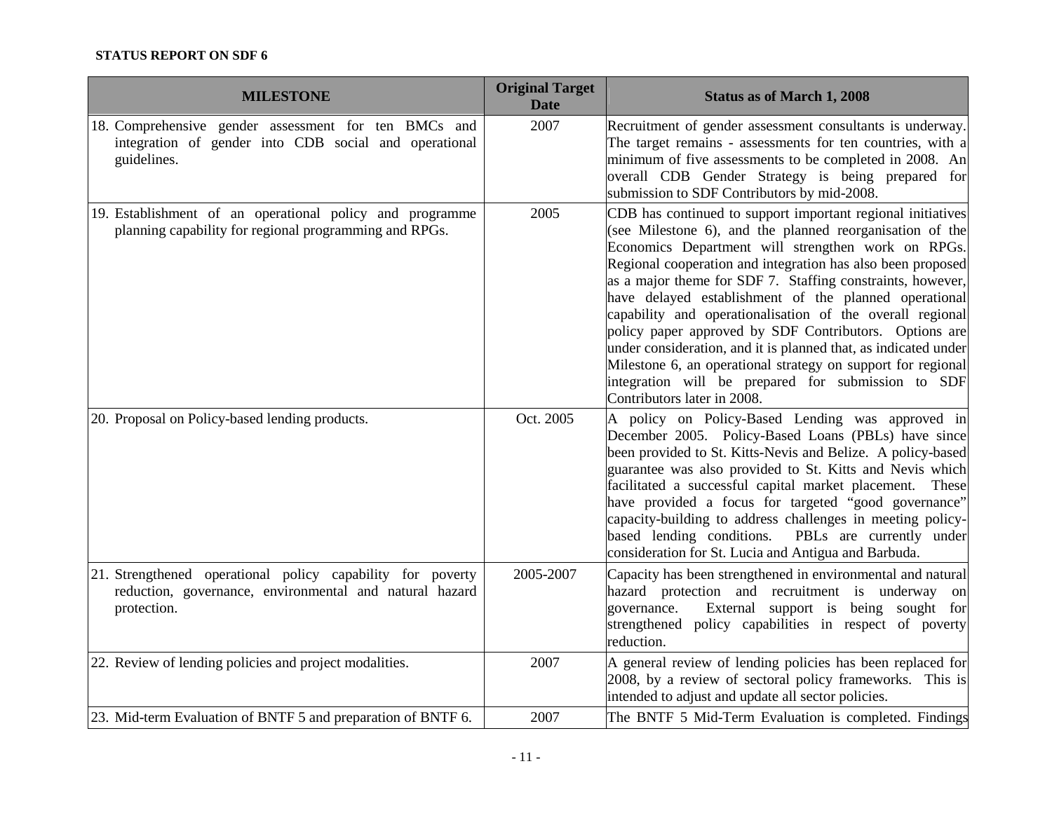**STATUS REPORT ON SDF 6**

| MILESTONE | Original Target Date | Status as of March 1, 2008 |
|---|---|---|
| 18. Comprehensive gender assessment for ten BMCs and integration of gender into CDB social and operational guidelines. | 2007 | Recruitment of gender assessment consultants is underway. The target remains - assessments for ten countries, with a minimum of five assessments to be completed in 2008. An overall CDB Gender Strategy is being prepared for submission to SDF Contributors by mid-2008. |
| 19. Establishment of an operational policy and programme planning capability for regional programming and RPGs. | 2005 | CDB has continued to support important regional initiatives (see Milestone 6), and the planned reorganisation of the Economics Department will strengthen work on RPGs. Regional cooperation and integration has also been proposed as a major theme for SDF 7. Staffing constraints, however, have delayed establishment of the planned operational capability and operationalisation of the overall regional policy paper approved by SDF Contributors. Options are under consideration, and it is planned that, as indicated under Milestone 6, an operational strategy on support for regional integration will be prepared for submission to SDF Contributors later in 2008. |
| 20. Proposal on Policy-based lending products. | Oct. 2005 | A policy on Policy-Based Lending was approved in December 2005. Policy-Based Loans (PBLs) have since been provided to St. Kitts-Nevis and Belize. A policy-based guarantee was also provided to St. Kitts and Nevis which facilitated a successful capital market placement. These have provided a focus for targeted "good governance" capacity-building to address challenges in meeting policy-based lending conditions. PBLs are currently under consideration for St. Lucia and Antigua and Barbuda. |
| 21. Strengthened operational policy capability for poverty reduction, governance, environmental and natural hazard protection. | 2005-2007 | Capacity has been strengthened in environmental and natural hazard protection and recruitment is underway on governance. External support is being sought for strengthened policy capabilities in respect of poverty reduction. |
| 22. Review of lending policies and project modalities. | 2007 | A general review of lending policies has been replaced for 2008, by a review of sectoral policy frameworks. This is intended to adjust and update all sector policies. |
| 23. Mid-term Evaluation of BNTF 5 and preparation of BNTF 6. | 2007 | The BNTF 5 Mid-Term Evaluation is completed. Findings |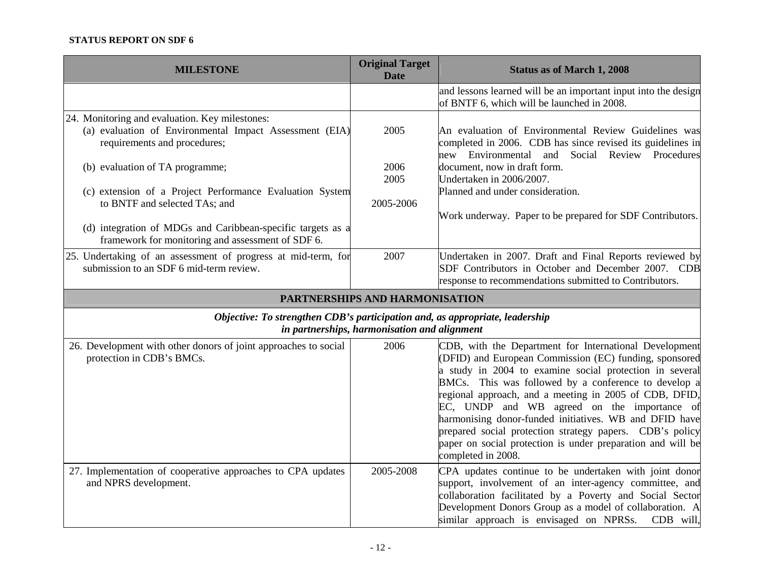**STATUS REPORT ON SDF 6**

| MILESTONE | Original Target Date | Status as of March 1, 2008 |
|---|---|---|
| | | and lessons learned will be an important input into the design of BNTF 6, which will be launched in 2008. |
| 24. Monitoring and evaluation. Key milestones:<br>(a) evaluation of Environmental Impact Assessment (EIA) requirements and procedures;<br>(b) evaluation of TA programme;<br>(c) extension of a Project Performance Evaluation System to BNTF and selected TAs; and<br>(d) integration of MDGs and Caribbean-specific targets as a framework for monitoring and assessment of SDF 6. | 2005<br><br>2006<br>2005<br><br>2005-2006 | An evaluation of Environmental Review Guidelines was completed in 2006. CDB has since revised its guidelines in new Environmental and Social Review Procedures document, now in draft form.<br>Undertaken in 2006/2007.<br>Planned and under consideration.<br><br>Work underway. Paper to be prepared for SDF Contributors. |
| 25. Undertaking of an assessment of progress at mid-term, for submission to an SDF 6 mid-term review. | 2007 | Undertaken in 2007. Draft and Final Reports reviewed by SDF Contributors in October and December 2007. CDB response to recommendations submitted to Contributors. |
| **PARTNERSHIPS AND HARMONISATION** | | |
| ***Objective: To strengthen CDB's participation and, as appropriate, leadership in partnerships, harmonisation and alignment*** | | |
| 26. Development with other donors of joint approaches to social protection in CDB's BMCs. | 2006 | CDB, with the Department for International Development (DFID) and European Commission (EC) funding, sponsored a study in 2004 to examine social protection in several BMCs. This was followed by a conference to develop a regional approach, and a meeting in 2005 of CDB, DFID, EC, UNDP and WB agreed on the importance of harmonising donor-funded initiatives. WB and DFID have prepared social protection strategy papers. CDB's policy paper on social protection is under preparation and will be completed in 2008. |
| 27. Implementation of cooperative approaches to CPA updates and NPRS development. | 2005-2008 | CPA updates continue to be undertaken with joint donor support, involvement of an inter-agency committee, and collaboration facilitated by a Poverty and Social Sector Development Donors Group as a model of collaboration. A similar approach is envisaged on NPRSs. CDB will, |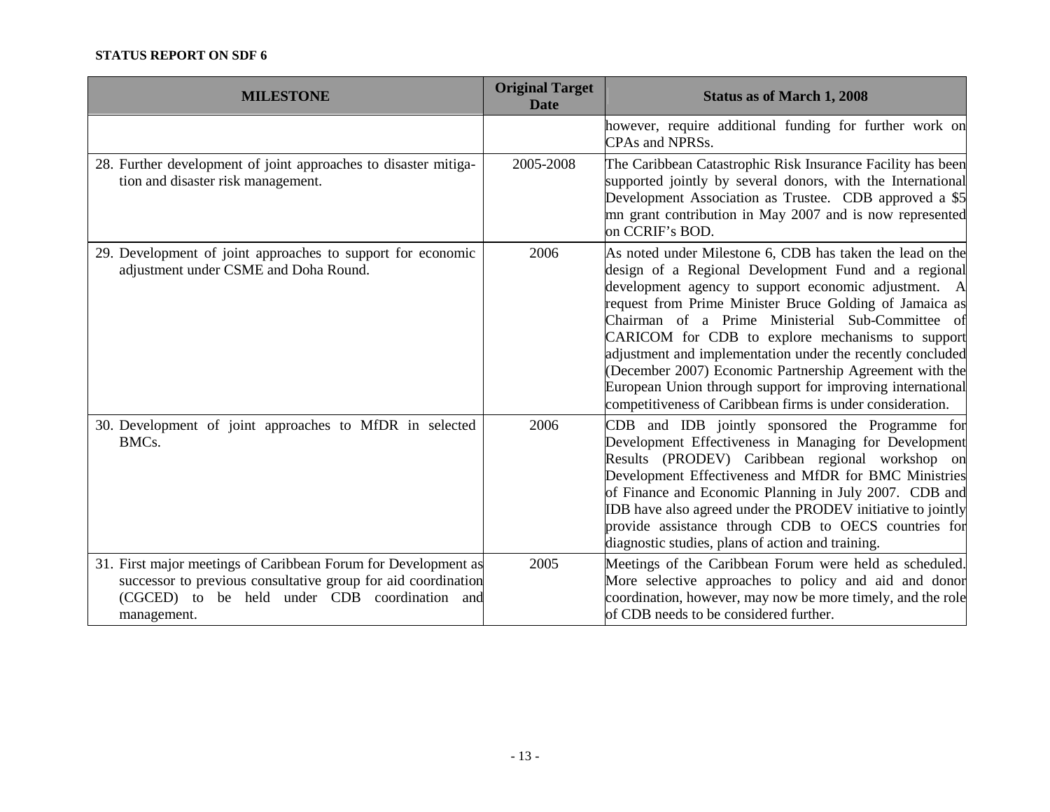**STATUS REPORT ON SDF 6**

| MILESTONE | Original Target Date | Status as of March 1, 2008 |
|---|---|---|
| | | however, require additional funding for further work on CPAs and NPRSs. |
| 28. Further development of joint approaches to disaster mitigation and disaster risk management. | 2005-2008 | The Caribbean Catastrophic Risk Insurance Facility has been supported jointly by several donors, with the International Development Association as Trustee. CDB approved a $5 mn grant contribution in May 2007 and is now represented on CCRIF's BOD. |
| 29. Development of joint approaches to support for economic adjustment under CSME and Doha Round. | 2006 | As noted under Milestone 6, CDB has taken the lead on the design of a Regional Development Fund and a regional development agency to support economic adjustment. A request from Prime Minister Bruce Golding of Jamaica as Chairman of a Prime Ministerial Sub-Committee of CARICOM for CDB to explore mechanisms to support adjustment and implementation under the recently concluded (December 2007) Economic Partnership Agreement with the European Union through support for improving international competitiveness of Caribbean firms is under consideration. |
| 30. Development of joint approaches to MfDR in selected BMCs. | 2006 | CDB and IDB jointly sponsored the Programme for Development Effectiveness in Managing for Development Results (PRODEV) Caribbean regional workshop on Development Effectiveness and MfDR for BMC Ministries of Finance and Economic Planning in July 2007. CDB and IDB have also agreed under the PRODEV initiative to jointly provide assistance through CDB to OECS countries for diagnostic studies, plans of action and training. |
| 31. First major meetings of Caribbean Forum for Development as successor to previous consultative group for aid coordination (CGCED) to be held under CDB coordination and management. | 2005 | Meetings of the Caribbean Forum were held as scheduled. More selective approaches to policy and aid and donor coordination, however, may now be more timely, and the role of CDB needs to be considered further. |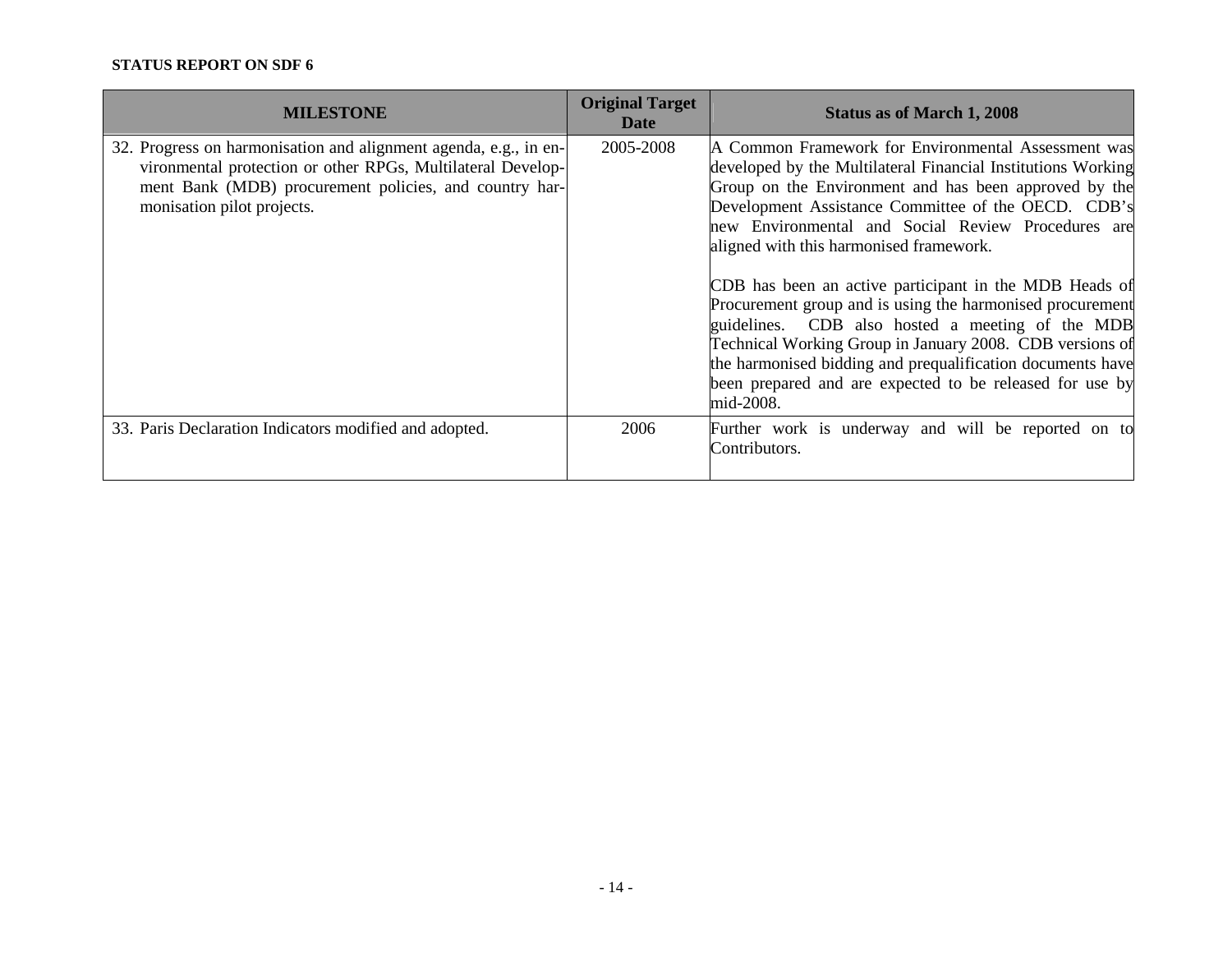**STATUS REPORT ON SDF 6**

| MILESTONE | Original Target Date | Status as of March 1, 2008 |
|---|---|---|
| 32. Progress on harmonisation and alignment agenda, e.g., in environmental protection or other RPGs, Multilateral Development Bank (MDB) procurement policies, and country harmonisation pilot projects. | 2005-2008 | A Common Framework for Environmental Assessment was developed by the Multilateral Financial Institutions Working Group on the Environment and has been approved by the Development Assistance Committee of the OECD. CDB's new Environmental and Social Review Procedures are aligned with this harmonised framework.<br><br>CDB has been an active participant in the MDB Heads of Procurement group and is using the harmonised procurement guidelines. CDB also hosted a meeting of the MDB Technical Working Group in January 2008. CDB versions of the harmonised bidding and prequalification documents have been prepared and are expected to be released for use by mid-2008. |
| 33. Paris Declaration Indicators modified and adopted. | 2006 | Further work is underway and will be reported on to Contributors. |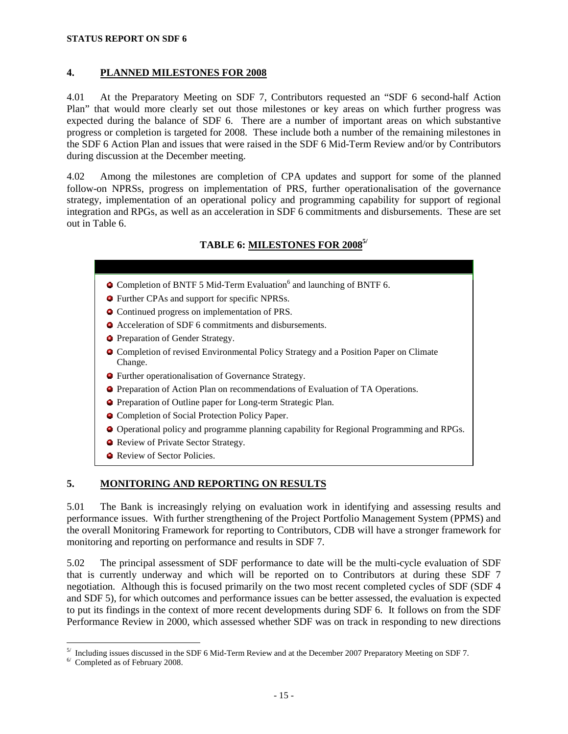## 4. PLANNED MILESTONES FOR 2008

4.01 At the Preparatory Meeting on SDF 7, Contributors requested an "SDF 6 second-half Action Plan" that would more clearly set out those milestones or key areas on which further progress was expected during the balance of SDF 6. There are a number of important areas on which substantive progress or completion is targeted for 2008. These include both a number of the remaining milestones in the SDF 6 Action Plan and issues that were raised in the SDF 6 Mid-Term Review and/or by Contributors during discussion at the December meeting.

4.02 Among the milestones are completion of CPA updates and support for some of the planned follow-on NPRSs, progress on implementation of PRS, further operationalisation of the governance strategy, implementation of an operational policy and programming capability for support of regional integration and RPGs, as well as an acceleration in SDF 6 commitments and disbursements. These are set out in Table 6.

### TABLE 6: MILESTONES FOR 2008[5]

- Completion of BNTF 5 Mid-Term Evaluation[6] and launching of BNTF 6.
- Further CPAs and support for specific NPRSs.
- Continued progress on implementation of PRS.
- Acceleration of SDF 6 commitments and disbursements.
- Preparation of Gender Strategy.
- Completion of revised Environmental Policy Strategy and a Position Paper on Climate Change.
- Further operationalisation of Governance Strategy.
- Preparation of Action Plan on recommendations of Evaluation of TA Operations.
- Preparation of Outline paper for Long-term Strategic Plan.
- Completion of Social Protection Policy Paper.
- Operational policy and programme planning capability for Regional Programming and RPGs.
- Review of Private Sector Strategy.
- Review of Sector Policies.

## 5. MONITORING AND REPORTING ON RESULTS

5.01 The Bank is increasingly relying on evaluation work in identifying and assessing results and performance issues. With further strengthening of the Project Portfolio Management System (PPMS) and the overall Monitoring Framework for reporting to Contributors, CDB will have a stronger framework for monitoring and reporting on performance and results in SDF 7.

5.02 The principal assessment of SDF performance to date will be the multi-cycle evaluation of SDF that is currently underway and which will be reported on to Contributors at during these SDF 7 negotiation. Although this is focused primarily on the two most recent completed cycles of SDF (SDF 4 and SDF 5), for which outcomes and performance issues can be better assessed, the evaluation is expected to put its findings in the context of more recent developments during SDF 6. It follows on from the SDF Performance Review in 2000, which assessed whether SDF was on track in responding to new directions

---

[5] Including issues discussed in the SDF 6 Mid-Term Review and at the December 2007 Preparatory Meeting on SDF 7.

[6] Completed as of February 2008.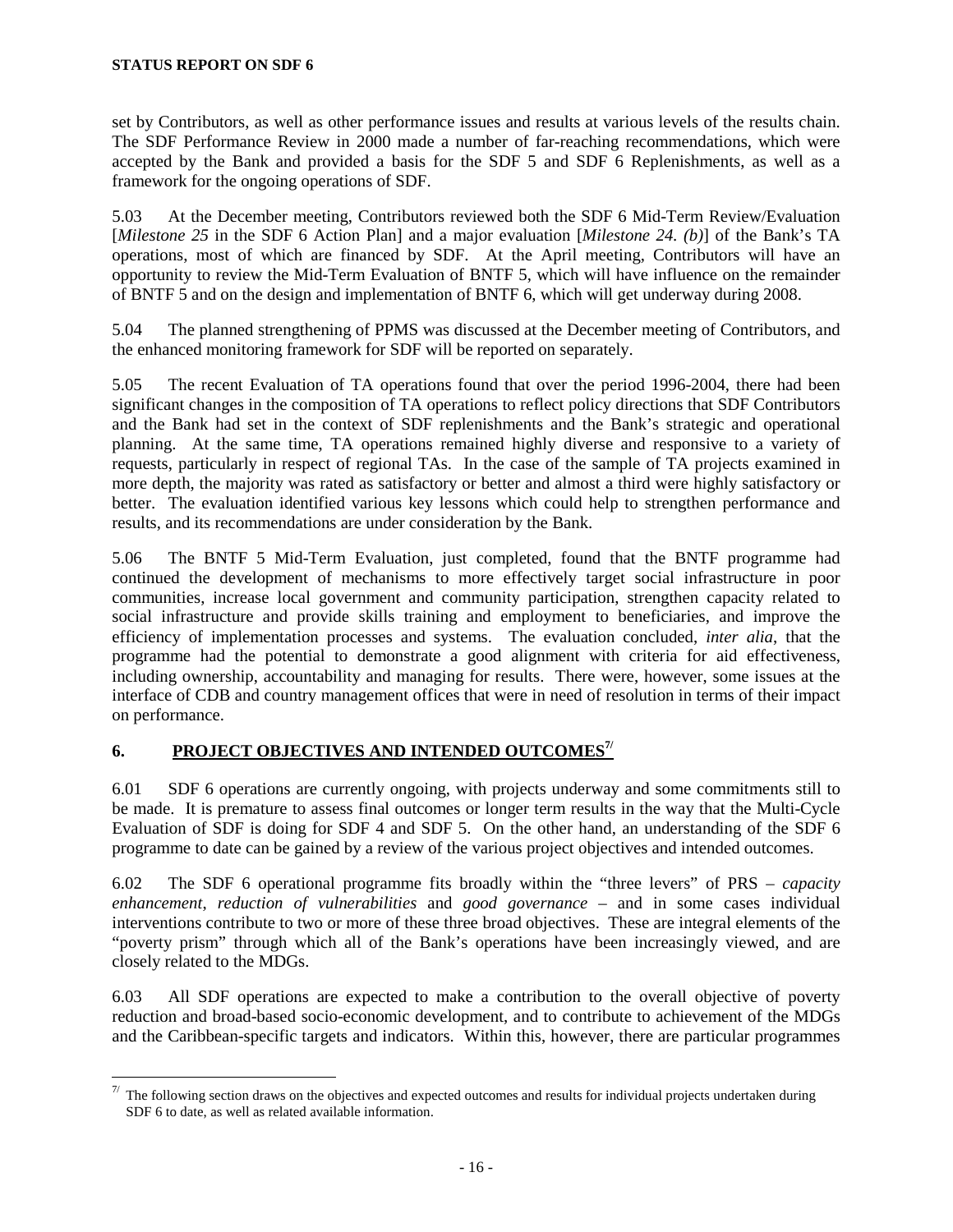set by Contributors, as well as other performance issues and results at various levels of the results chain. The SDF Performance Review in 2000 made a number of far-reaching recommendations, which were accepted by the Bank and provided a basis for the SDF 5 and SDF 6 Replenishments, as well as a framework for the ongoing operations of SDF.

5.03 At the December meeting, Contributors reviewed both the SDF 6 Mid-Term Review/Evaluation [*Milestone 25* in the SDF 6 Action Plan] and a major evaluation [*Milestone 24. (b)*] of the Bank's TA operations, most of which are financed by SDF. At the April meeting, Contributors will have an opportunity to review the Mid-Term Evaluation of BNTF 5, which will have influence on the remainder of BNTF 5 and on the design and implementation of BNTF 6, which will get underway during 2008.

5.04 The planned strengthening of PPMS was discussed at the December meeting of Contributors, and the enhanced monitoring framework for SDF will be reported on separately.

5.05 The recent Evaluation of TA operations found that over the period 1996-2004, there had been significant changes in the composition of TA operations to reflect policy directions that SDF Contributors and the Bank had set in the context of SDF replenishments and the Bank's strategic and operational planning. At the same time, TA operations remained highly diverse and responsive to a variety of requests, particularly in respect of regional TAs. In the case of the sample of TA projects examined in more depth, the majority was rated as satisfactory or better and almost a third were highly satisfactory or better. The evaluation identified various key lessons which could help to strengthen performance and results, and its recommendations are under consideration by the Bank.

5.06 The BNTF 5 Mid-Term Evaluation, just completed, found that the BNTF programme had continued the development of mechanisms to more effectively target social infrastructure in poor communities, increase local government and community participation, strengthen capacity related to social infrastructure and provide skills training and employment to beneficiaries, and improve the efficiency of implementation processes and systems. The evaluation concluded, *inter alia*, that the programme had the potential to demonstrate a good alignment with criteria for aid effectiveness, including ownership, accountability and managing for results. There were, however, some issues at the interface of CDB and country management offices that were in need of resolution in terms of their impact on performance.

## 6. PROJECT OBJECTIVES AND INTENDED OUTCOMES[7/]

6.01 SDF 6 operations are currently ongoing, with projects underway and some commitments still to be made. It is premature to assess final outcomes or longer term results in the way that the Multi-Cycle Evaluation of SDF is doing for SDF 4 and SDF 5. On the other hand, an understanding of the SDF 6 programme to date can be gained by a review of the various project objectives and intended outcomes.

6.02 The SDF 6 operational programme fits broadly within the "three levers" of PRS – *capacity enhancement*, *reduction of vulnerabilities* and *good governance* – and in some cases individual interventions contribute to two or more of these three broad objectives. These are integral elements of the "poverty prism" through which all of the Bank's operations have been increasingly viewed, and are closely related to the MDGs.

6.03 All SDF operations are expected to make a contribution to the overall objective of poverty reduction and broad-based socio-economic development, and to contribute to achievement of the MDGs and the Caribbean-specific targets and indicators. Within this, however, there are particular programmes

---

[7/] The following section draws on the objectives and expected outcomes and results for individual projects undertaken during SDF 6 to date, as well as related available information.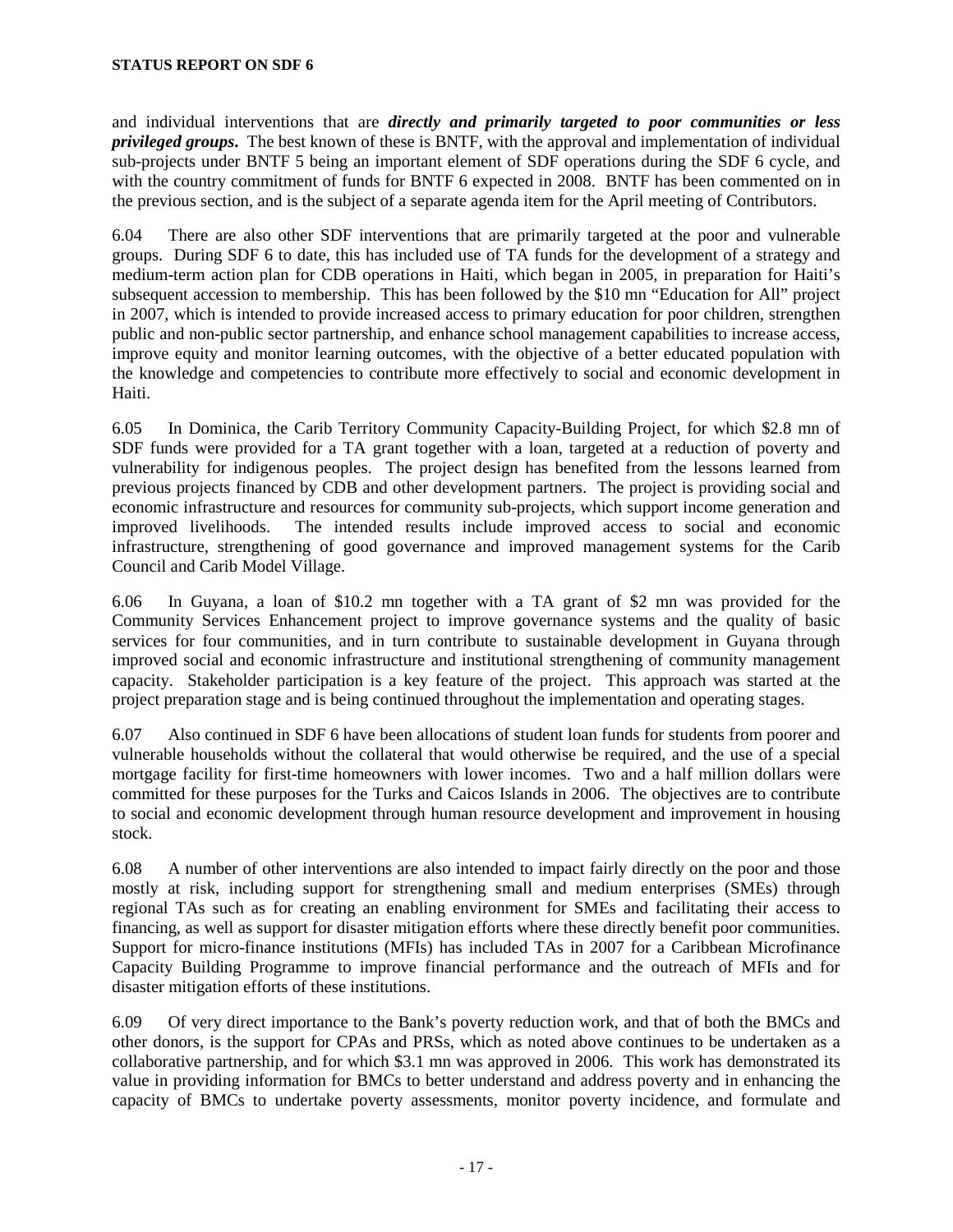and individual interventions that are ***directly and primarily targeted to poor communities or less privileged groups***. The best known of these is BNTF, with the approval and implementation of individual sub-projects under BNTF 5 being an important element of SDF operations during the SDF 6 cycle, and with the country commitment of funds for BNTF 6 expected in 2008. BNTF has been commented on in the previous section, and is the subject of a separate agenda item for the April meeting of Contributors.

6.04 There are also other SDF interventions that are primarily targeted at the poor and vulnerable groups. During SDF 6 to date, this has included use of TA funds for the development of a strategy and medium-term action plan for CDB operations in Haiti, which began in 2005, in preparation for Haiti's subsequent accession to membership. This has been followed by the $10 mn "Education for All" project in 2007, which is intended to provide increased access to primary education for poor children, strengthen public and non-public sector partnership, and enhance school management capabilities to increase access, improve equity and monitor learning outcomes, with the objective of a better educated population with the knowledge and competencies to contribute more effectively to social and economic development in Haiti.

6.05 In Dominica, the Carib Territory Community Capacity-Building Project, for which $2.8 mn of SDF funds were provided for a TA grant together with a loan, targeted at a reduction of poverty and vulnerability for indigenous peoples. The project design has benefited from the lessons learned from previous projects financed by CDB and other development partners. The project is providing social and economic infrastructure and resources for community sub-projects, which support income generation and improved livelihoods. The intended results include improved access to social and economic infrastructure, strengthening of good governance and improved management systems for the Carib Council and Carib Model Village.

6.06 In Guyana, a loan of $10.2 mn together with a TA grant of $2 mn was provided for the Community Services Enhancement project to improve governance systems and the quality of basic services for four communities, and in turn contribute to sustainable development in Guyana through improved social and economic infrastructure and institutional strengthening of community management capacity. Stakeholder participation is a key feature of the project. This approach was started at the project preparation stage and is being continued throughout the implementation and operating stages.

6.07 Also continued in SDF 6 have been allocations of student loan funds for students from poorer and vulnerable households without the collateral that would otherwise be required, and the use of a special mortgage facility for first-time homeowners with lower incomes. Two and a half million dollars were committed for these purposes for the Turks and Caicos Islands in 2006. The objectives are to contribute to social and economic development through human resource development and improvement in housing stock.

6.08 A number of other interventions are also intended to impact fairly directly on the poor and those mostly at risk, including support for strengthening small and medium enterprises (SMEs) through regional TAs such as for creating an enabling environment for SMEs and facilitating their access to financing, as well as support for disaster mitigation efforts where these directly benefit poor communities. Support for micro-finance institutions (MFIs) has included TAs in 2007 for a Caribbean Microfinance Capacity Building Programme to improve financial performance and the outreach of MFIs and for disaster mitigation efforts of these institutions.

6.09 Of very direct importance to the Bank's poverty reduction work, and that of both the BMCs and other donors, is the support for CPAs and PRSs, which as noted above continues to be undertaken as a collaborative partnership, and for which $3.1 mn was approved in 2006. This work has demonstrated its value in providing information for BMCs to better understand and address poverty and in enhancing the capacity of BMCs to undertake poverty assessments, monitor poverty incidence, and formulate and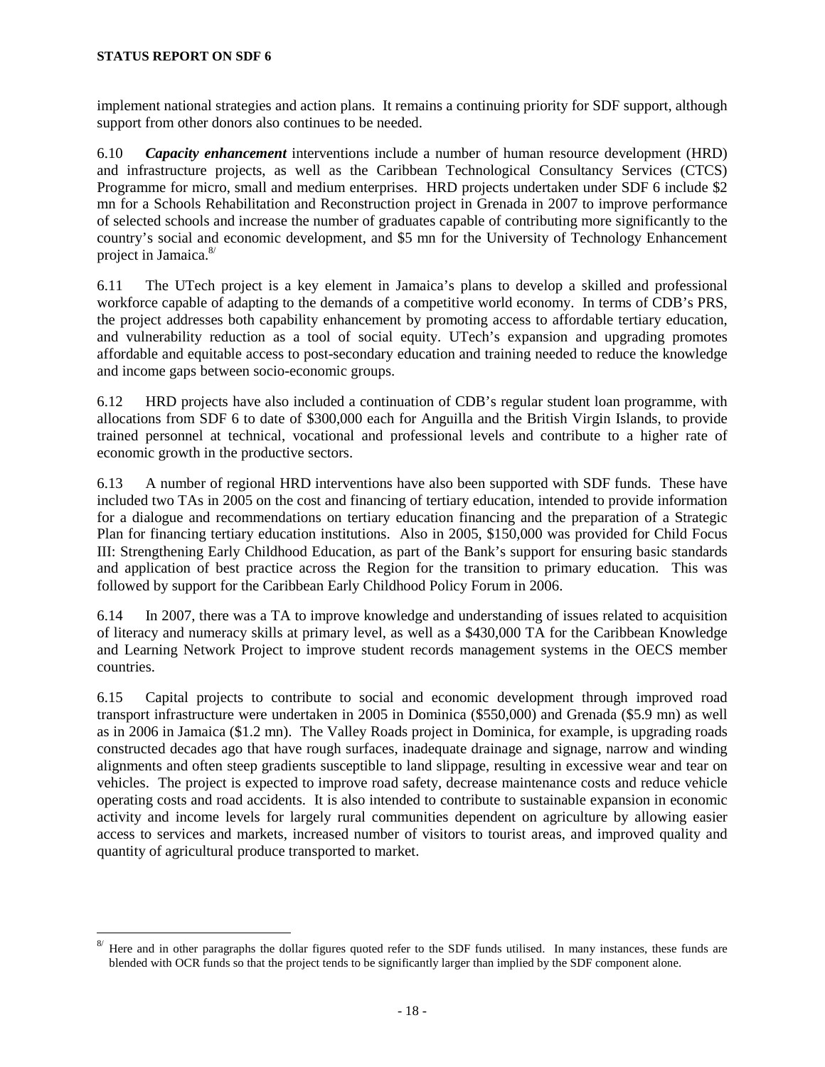implement national strategies and action plans. It remains a continuing priority for SDF support, although support from other donors also continues to be needed.

6.10 ***Capacity enhancement*** interventions include a number of human resource development (HRD) and infrastructure projects, as well as the Caribbean Technological Consultancy Services (CTCS) Programme for micro, small and medium enterprises. HRD projects undertaken under SDF 6 include \$2 mn for a Schools Rehabilitation and Reconstruction project in Grenada in 2007 to improve performance of selected schools and increase the number of graduates capable of contributing more significantly to the country's social and economic development, and \$5 mn for the University of Technology Enhancement project in Jamaica.[8/]

6.11 The UTech project is a key element in Jamaica's plans to develop a skilled and professional workforce capable of adapting to the demands of a competitive world economy. In terms of CDB's PRS, the project addresses both capability enhancement by promoting access to affordable tertiary education, and vulnerability reduction as a tool of social equity. UTech's expansion and upgrading promotes affordable and equitable access to post-secondary education and training needed to reduce the knowledge and income gaps between socio-economic groups.

6.12 HRD projects have also included a continuation of CDB's regular student loan programme, with allocations from SDF 6 to date of \$300,000 each for Anguilla and the British Virgin Islands, to provide trained personnel at technical, vocational and professional levels and contribute to a higher rate of economic growth in the productive sectors.

6.13 A number of regional HRD interventions have also been supported with SDF funds. These have included two TAs in 2005 on the cost and financing of tertiary education, intended to provide information for a dialogue and recommendations on tertiary education financing and the preparation of a Strategic Plan for financing tertiary education institutions. Also in 2005, \$150,000 was provided for Child Focus III: Strengthening Early Childhood Education, as part of the Bank's support for ensuring basic standards and application of best practice across the Region for the transition to primary education. This was followed by support for the Caribbean Early Childhood Policy Forum in 2006.

6.14 In 2007, there was a TA to improve knowledge and understanding of issues related to acquisition of literacy and numeracy skills at primary level, as well as a \$430,000 TA for the Caribbean Knowledge and Learning Network Project to improve student records management systems in the OECS member countries.

6.15 Capital projects to contribute to social and economic development through improved road transport infrastructure were undertaken in 2005 in Dominica (\$550,000) and Grenada (\$5.9 mn) as well as in 2006 in Jamaica (\$1.2 mn). The Valley Roads project in Dominica, for example, is upgrading roads constructed decades ago that have rough surfaces, inadequate drainage and signage, narrow and winding alignments and often steep gradients susceptible to land slippage, resulting in excessive wear and tear on vehicles. The project is expected to improve road safety, decrease maintenance costs and reduce vehicle operating costs and road accidents. It is also intended to contribute to sustainable expansion in economic activity and income levels for largely rural communities dependent on agriculture by allowing easier access to services and markets, increased number of visitors to tourist areas, and improved quality and quantity of agricultural produce transported to market.

---

[8/] Here and in other paragraphs the dollar figures quoted refer to the SDF funds utilised. In many instances, these funds are blended with OCR funds so that the project tends to be significantly larger than implied by the SDF component alone.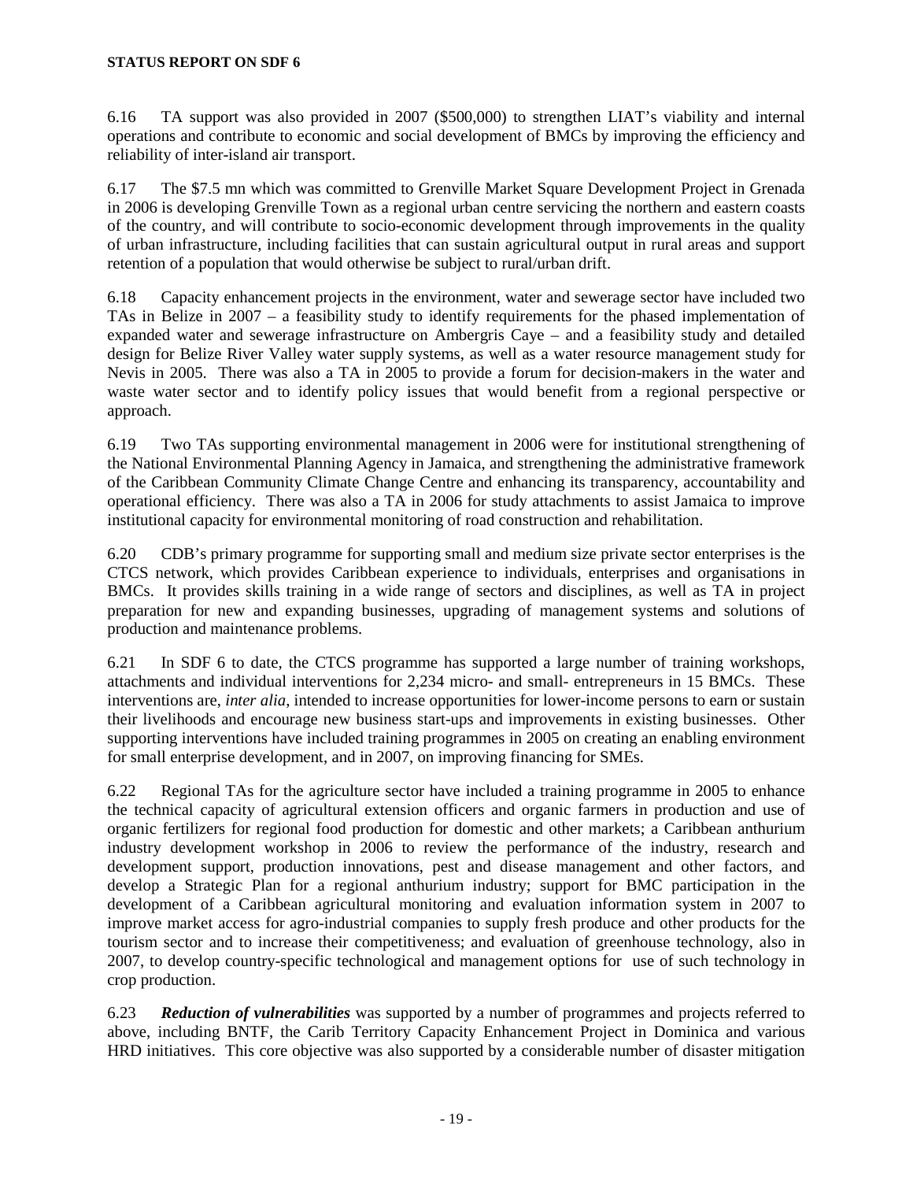6.16 TA support was also provided in 2007 ($500,000) to strengthen LIAT's viability and internal operations and contribute to economic and social development of BMCs by improving the efficiency and reliability of inter-island air transport.

6.17 The $7.5 mn which was committed to Grenville Market Square Development Project in Grenada in 2006 is developing Grenville Town as a regional urban centre servicing the northern and eastern coasts of the country, and will contribute to socio-economic development through improvements in the quality of urban infrastructure, including facilities that can sustain agricultural output in rural areas and support retention of a population that would otherwise be subject to rural/urban drift.

6.18 Capacity enhancement projects in the environment, water and sewerage sector have included two TAs in Belize in 2007 – a feasibility study to identify requirements for the phased implementation of expanded water and sewerage infrastructure on Ambergris Caye – and a feasibility study and detailed design for Belize River Valley water supply systems, as well as a water resource management study for Nevis in 2005. There was also a TA in 2005 to provide a forum for decision-makers in the water and waste water sector and to identify policy issues that would benefit from a regional perspective or approach.

6.19 Two TAs supporting environmental management in 2006 were for institutional strengthening of the National Environmental Planning Agency in Jamaica, and strengthening the administrative framework of the Caribbean Community Climate Change Centre and enhancing its transparency, accountability and operational efficiency. There was also a TA in 2006 for study attachments to assist Jamaica to improve institutional capacity for environmental monitoring of road construction and rehabilitation.

6.20 CDB's primary programme for supporting small and medium size private sector enterprises is the CTCS network, which provides Caribbean experience to individuals, enterprises and organisations in BMCs. It provides skills training in a wide range of sectors and disciplines, as well as TA in project preparation for new and expanding businesses, upgrading of management systems and solutions of production and maintenance problems.

6.21 In SDF 6 to date, the CTCS programme has supported a large number of training workshops, attachments and individual interventions for 2,234 micro- and small- entrepreneurs in 15 BMCs. These interventions are, *inter alia*, intended to increase opportunities for lower-income persons to earn or sustain their livelihoods and encourage new business start-ups and improvements in existing businesses. Other supporting interventions have included training programmes in 2005 on creating an enabling environment for small enterprise development, and in 2007, on improving financing for SMEs.

6.22 Regional TAs for the agriculture sector have included a training programme in 2005 to enhance the technical capacity of agricultural extension officers and organic farmers in production and use of organic fertilizers for regional food production for domestic and other markets; a Caribbean anthurium industry development workshop in 2006 to review the performance of the industry, research and development support, production innovations, pest and disease management and other factors, and develop a Strategic Plan for a regional anthurium industry; support for BMC participation in the development of a Caribbean agricultural monitoring and evaluation information system in 2007 to improve market access for agro-industrial companies to supply fresh produce and other products for the tourism sector and to increase their competitiveness; and evaluation of greenhouse technology, also in 2007, to develop country-specific technological and management options for use of such technology in crop production.

6.23 ***Reduction of vulnerabilities*** was supported by a number of programmes and projects referred to above, including BNTF, the Carib Territory Capacity Enhancement Project in Dominica and various HRD initiatives. This core objective was also supported by a considerable number of disaster mitigation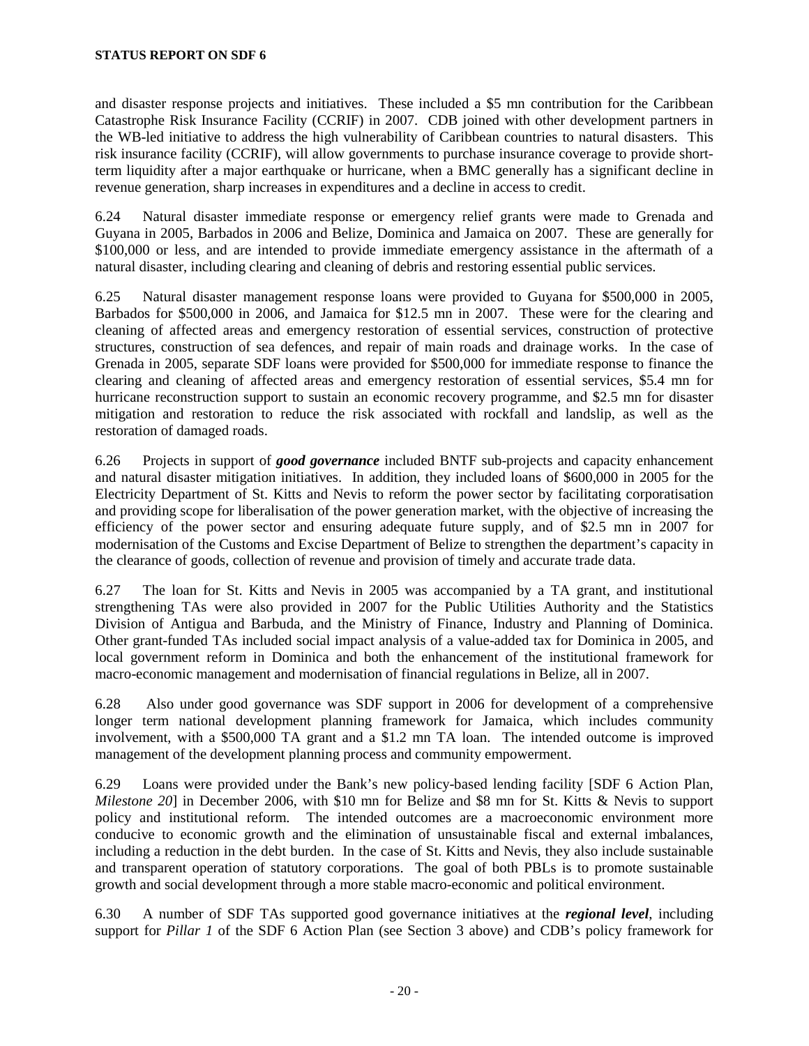and disaster response projects and initiatives. These included a $5 mn contribution for the Caribbean Catastrophe Risk Insurance Facility (CCRIF) in 2007. CDB joined with other development partners in the WB-led initiative to address the high vulnerability of Caribbean countries to natural disasters. This risk insurance facility (CCRIF), will allow governments to purchase insurance coverage to provide short-term liquidity after a major earthquake or hurricane, when a BMC generally has a significant decline in revenue generation, sharp increases in expenditures and a decline in access to credit.

6.24 Natural disaster immediate response or emergency relief grants were made to Grenada and Guyana in 2005, Barbados in 2006 and Belize, Dominica and Jamaica on 2007. These are generally for $100,000 or less, and are intended to provide immediate emergency assistance in the aftermath of a natural disaster, including clearing and cleaning of debris and restoring essential public services.

6.25 Natural disaster management response loans were provided to Guyana for $500,000 in 2005, Barbados for $500,000 in 2006, and Jamaica for $12.5 mn in 2007. These were for the clearing and cleaning of affected areas and emergency restoration of essential services, construction of protective structures, construction of sea defences, and repair of main roads and drainage works. In the case of Grenada in 2005, separate SDF loans were provided for $500,000 for immediate response to finance the clearing and cleaning of affected areas and emergency restoration of essential services, $5.4 mn for hurricane reconstruction support to sustain an economic recovery programme, and $2.5 mn for disaster mitigation and restoration to reduce the risk associated with rockfall and landslip, as well as the restoration of damaged roads.

6.26 Projects in support of ***good governance*** included BNTF sub-projects and capacity enhancement and natural disaster mitigation initiatives. In addition, they included loans of $600,000 in 2005 for the Electricity Department of St. Kitts and Nevis to reform the power sector by facilitating corporatisation and providing scope for liberalisation of the power generation market, with the objective of increasing the efficiency of the power sector and ensuring adequate future supply, and of $2.5 mn in 2007 for modernisation of the Customs and Excise Department of Belize to strengthen the department's capacity in the clearance of goods, collection of revenue and provision of timely and accurate trade data.

6.27 The loan for St. Kitts and Nevis in 2005 was accompanied by a TA grant, and institutional strengthening TAs were also provided in 2007 for the Public Utilities Authority and the Statistics Division of Antigua and Barbuda, and the Ministry of Finance, Industry and Planning of Dominica. Other grant-funded TAs included social impact analysis of a value-added tax for Dominica in 2005, and local government reform in Dominica and both the enhancement of the institutional framework for macro-economic management and modernisation of financial regulations in Belize, all in 2007.

6.28 Also under good governance was SDF support in 2006 for development of a comprehensive longer term national development planning framework for Jamaica, which includes community involvement, with a $500,000 TA grant and a $1.2 mn TA loan. The intended outcome is improved management of the development planning process and community empowerment.

6.29 Loans were provided under the Bank's new policy-based lending facility [SDF 6 Action Plan, *Milestone 20*] in December 2006, with $10 mn for Belize and $8 mn for St. Kitts & Nevis to support policy and institutional reform. The intended outcomes are a macroeconomic environment more conducive to economic growth and the elimination of unsustainable fiscal and external imbalances, including a reduction in the debt burden. In the case of St. Kitts and Nevis, they also include sustainable and transparent operation of statutory corporations. The goal of both PBLs is to promote sustainable growth and social development through a more stable macro-economic and political environment.

6.30 A number of SDF TAs supported good governance initiatives at the ***regional level***, including support for *Pillar 1* of the SDF 6 Action Plan (see Section 3 above) and CDB's policy framework for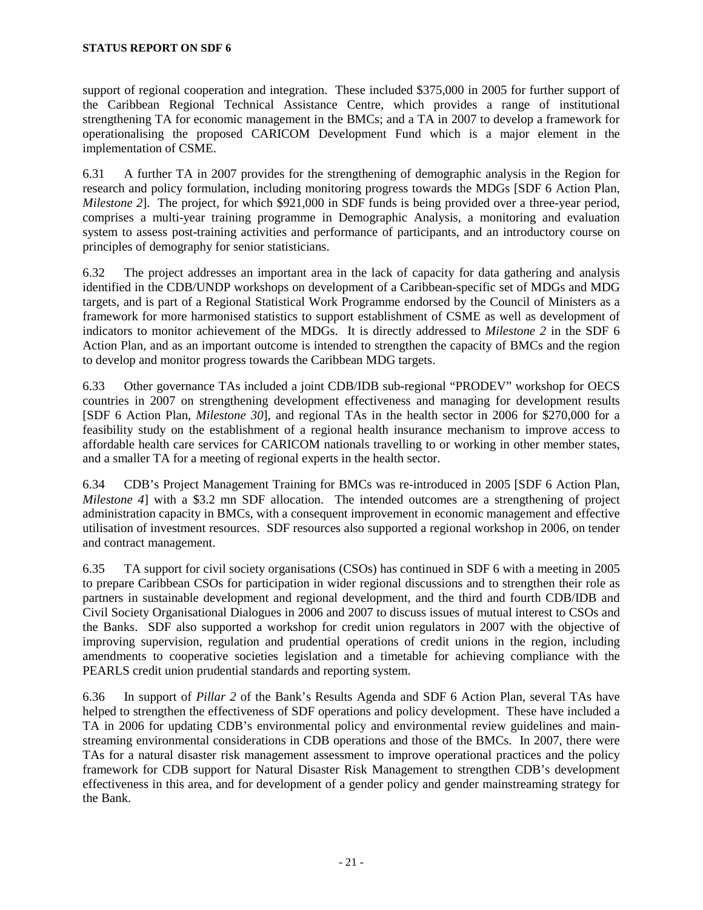support of regional cooperation and integration. These included $375,000 in 2005 for further support of the Caribbean Regional Technical Assistance Centre, which provides a range of institutional strengthening TA for economic management in the BMCs; and a TA in 2007 to develop a framework for operationalising the proposed CARICOM Development Fund which is a major element in the implementation of CSME.

6.31 A further TA in 2007 provides for the strengthening of demographic analysis in the Region for research and policy formulation, including monitoring progress towards the MDGs [SDF 6 Action Plan, *Milestone 2*]. The project, for which $921,000 in SDF funds is being provided over a three-year period, comprises a multi-year training programme in Demographic Analysis, a monitoring and evaluation system to assess post-training activities and performance of participants, and an introductory course on principles of demography for senior statisticians.

6.32 The project addresses an important area in the lack of capacity for data gathering and analysis identified in the CDB/UNDP workshops on development of a Caribbean-specific set of MDGs and MDG targets, and is part of a Regional Statistical Work Programme endorsed by the Council of Ministers as a framework for more harmonised statistics to support establishment of CSME as well as development of indicators to monitor achievement of the MDGs. It is directly addressed to *Milestone 2* in the SDF 6 Action Plan, and as an important outcome is intended to strengthen the capacity of BMCs and the region to develop and monitor progress towards the Caribbean MDG targets.

6.33 Other governance TAs included a joint CDB/IDB sub-regional "PRODEV" workshop for OECS countries in 2007 on strengthening development effectiveness and managing for development results [SDF 6 Action Plan, *Milestone 30*], and regional TAs in the health sector in 2006 for $270,000 for a feasibility study on the establishment of a regional health insurance mechanism to improve access to affordable health care services for CARICOM nationals travelling to or working in other member states, and a smaller TA for a meeting of regional experts in the health sector.

6.34 CDB's Project Management Training for BMCs was re-introduced in 2005 [SDF 6 Action Plan, *Milestone 4*] with a $3.2 mn SDF allocation. The intended outcomes are a strengthening of project administration capacity in BMCs, with a consequent improvement in economic management and effective utilisation of investment resources. SDF resources also supported a regional workshop in 2006, on tender and contract management.

6.35 TA support for civil society organisations (CSOs) has continued in SDF 6 with a meeting in 2005 to prepare Caribbean CSOs for participation in wider regional discussions and to strengthen their role as partners in sustainable development and regional development, and the third and fourth CDB/IDB and Civil Society Organisational Dialogues in 2006 and 2007 to discuss issues of mutual interest to CSOs and the Banks. SDF also supported a workshop for credit union regulators in 2007 with the objective of improving supervision, regulation and prudential operations of credit unions in the region, including amendments to cooperative societies legislation and a timetable for achieving compliance with the PEARLS credit union prudential standards and reporting system.

6.36 In support of *Pillar 2* of the Bank's Results Agenda and SDF 6 Action Plan, several TAs have helped to strengthen the effectiveness of SDF operations and policy development. These have included a TA in 2006 for updating CDB's environmental policy and environmental review guidelines and main-streaming environmental considerations in CDB operations and those of the BMCs. In 2007, there were TAs for a natural disaster risk management assessment to improve operational practices and the policy framework for CDB support for Natural Disaster Risk Management to strengthen CDB's development effectiveness in this area, and for development of a gender policy and gender mainstreaming strategy for the Bank.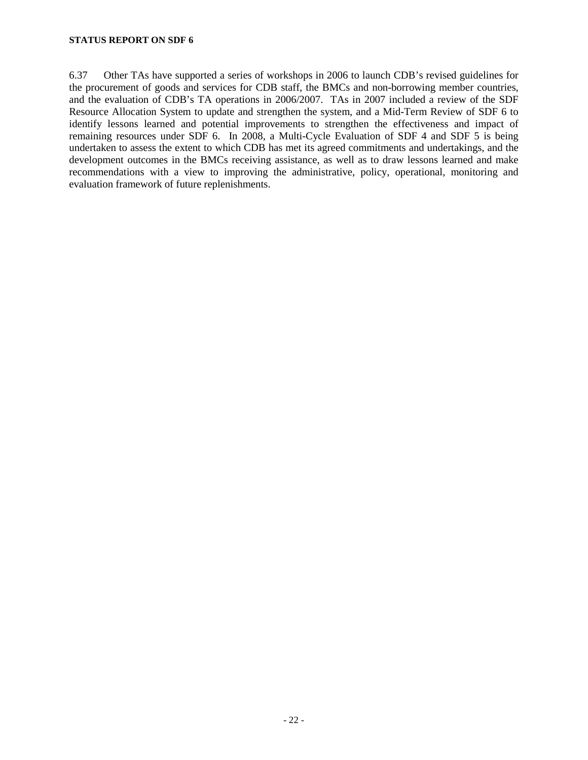6.37 Other TAs have supported a series of workshops in 2006 to launch CDB's revised guidelines for the procurement of goods and services for CDB staff, the BMCs and non-borrowing member countries, and the evaluation of CDB's TA operations in 2006/2007. TAs in 2007 included a review of the SDF Resource Allocation System to update and strengthen the system, and a Mid-Term Review of SDF 6 to identify lessons learned and potential improvements to strengthen the effectiveness and impact of remaining resources under SDF 6. In 2008, a Multi-Cycle Evaluation of SDF 4 and SDF 5 is being undertaken to assess the extent to which CDB has met its agreed commitments and undertakings, and the development outcomes in the BMCs receiving assistance, as well as to draw lessons learned and make recommendations with a view to improving the administrative, policy, operational, monitoring and evaluation framework of future replenishments.